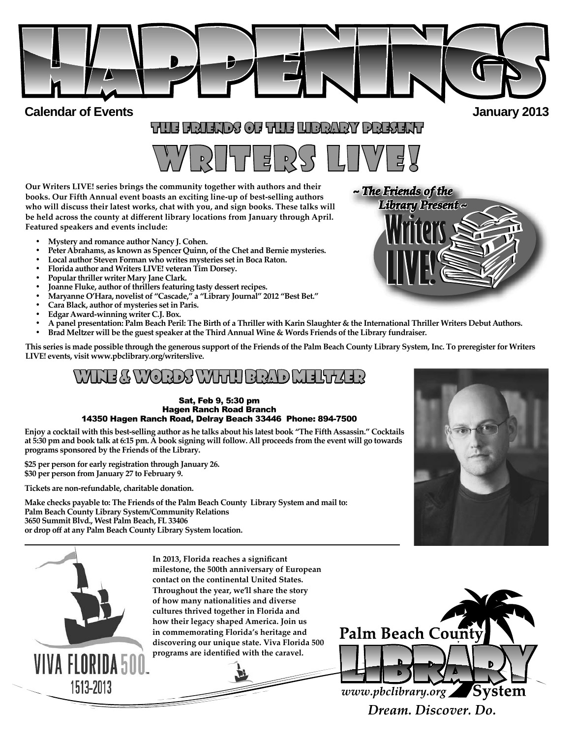# HAPPENINGS

**Calendar of Events** **January 2013**

## THE FRIENDS OF THE LIBRARY PRESENT

# WRITERS LIVE!

**Our Writers LIVE! series brings the community together with authors and their books. Our Fifth Annual event boasts an exciting line-up of best-selling authors who will discuss their latest works, chat with you, and sign books. These talks will be held across the county at different library locations from January through April. Featured speakers and events include:**

- **Mystery and romance author Nancy J. Cohen.**
- **Peter Abrahams, as known as Spencer Quinn, of the Chet and Bernie mysteries.**
- **Local author Steven Forman who writes mysteries set in Boca Raton.**
- **Florida author and Writers LIVE! veteran Tim Dorsey.**
- **Popular thriller writer Mary Jane Clark.**
- **Joanne Fluke, author of thrillers featuring tasty dessert recipes.**
- **Maryanne O'Hara, novelist of "Cascade," a "Library Journal" 2012 "Best Bet."**
- **Cara Black, author of mysteries set in Paris.**
- **Edgar Award-winning writer C.J. Box.**
- **A panel presentation: Palm Beach Peril: The Birth of a Thriller with Karin Slaughter & the International Thriller Writers Debut Authors.**
- **Brad Meltzer will be the guest speaker at the Third Annual Wine & Words Friends of the Library fundraiser.**

*~ The Friends of the Library Present ~* Writers LIVE!

**This series is made possible through the generous support of the Friends of the Palm Beach County Library System, Inc. To preregister for Writers LIVE! events, visit www.pbclibrary.org/writerslive.**

## WINE & WORDS WITH BRAD MELTZER

**Sat, Feb 9, 5:30 pm**
**Hagen Ranch Road Branch**
**14350 Hagen Ranch Road, Delray Beach 33446 Phone: 894-7500**

**Enjoy a cocktail with this best-selling author as he talks about his latest book "The Fifth Assassin." Cocktails at 5:30 pm and book talk at 6:15 pm. A book signing will follow. All proceeds from the event will go towards programs sponsored by the Friends of the Library.**

**$25 per person for early registration through January 26.**
**$30 per person from January 27 to February 9.**

**Tickets are non-refundable, charitable donation.**

**Make checks payable to: The Friends of the Palm Beach County Library System and mail to:**
**Palm Beach County Library System/Community Relations**
**3650 Summit Blvd., West Palm Beach, FL 33406**
**or drop off at any Palm Beach County Library System location.**

---

VIVA FLORIDA 500™
1513-2013

**In 2013, Florida reaches a significant milestone, the 500th anniversary of European contact on the continental United States. Throughout the year, we'll share the story of how many nationalities and diverse cultures thrived together in Florida and how their legacy shaped America. Join us in commemorating Florida's heritage and discovering our unique state. Viva Florida 500 programs are identified with the caravel.**

Palm Beach County LIBRARY System
*www.pbclibrary.org*
*Dream. Discover. Do.*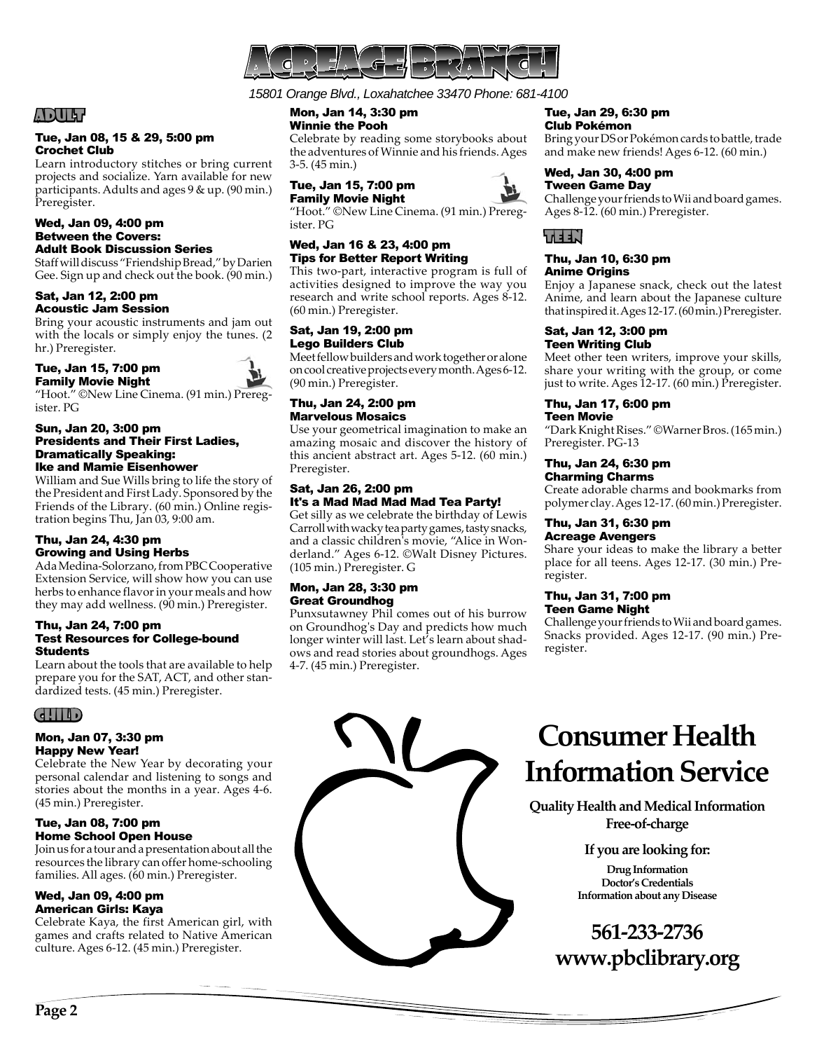# ACREAGE BRANCH

*15801 Orange Blvd., Loxahatchee 33470 Phone: 681-4100*

## ADULT

**Tue, Jan 08, 15 & 29, 5:00 pm**
**Crochet Club**

Learn introductory stitches or bring current projects and socialize. Yarn available for new participants. Adults and ages 9 & up. (90 min.) Preregister.

**Wed, Jan 09, 4:00 pm**
**Between the Covers: Adult Book Discussion Series**

Staff will discuss "Friendship Bread," by Darien Gee. Sign up and check out the book. (90 min.)

**Sat, Jan 12, 2:00 pm**
**Acoustic Jam Session**

Bring your acoustic instruments and jam out with the locals or simply enjoy the tunes. (2 hr.) Preregister.

**Tue, Jan 15, 7:00 pm**
**Family Movie Night**

"Hoot." ©New Line Cinema. (91 min.) Preregister. PG

**Sun, Jan 20, 3:00 pm**
**Presidents and Their First Ladies, Dramatically Speaking: Ike and Mamie Eisenhower**

William and Sue Wills bring to life the story of the President and First Lady. Sponsored by the Friends of the Library. (60 min.) Online registration begins Thu, Jan 03, 9:00 am.

**Thu, Jan 24, 4:30 pm**
**Growing and Using Herbs**

Ada Medina-Solorzano, from PBC Cooperative Extension Service, will show how you can use herbs to enhance flavor in your meals and how they may add wellness. (90 min.) Preregister.

**Thu, Jan 24, 7:00 pm**
**Test Resources for College-bound Students**

Learn about the tools that are available to help prepare you for the SAT, ACT, and other standardized tests. (45 min.) Preregister.

## CHILD

**Mon, Jan 07, 3:30 pm**
**Happy New Year!**

Celebrate the New Year by decorating your personal calendar and listening to songs and stories about the months in a year. Ages 4-6. (45 min.) Preregister.

**Tue, Jan 08, 7:00 pm**
**Home School Open House**

Join us for a tour and a presentation about all the resources the library can offer home-schooling families. All ages. (60 min.) Preregister.

**Wed, Jan 09, 4:00 pm**
**American Girls: Kaya**

Celebrate Kaya, the first American girl, with games and crafts related to Native American culture. Ages 6-12. (45 min.) Preregister.

**Mon, Jan 14, 3:30 pm**
**Winnie the Pooh**

Celebrate by reading some storybooks about the adventures of Winnie and his friends. Ages 3-5. (45 min.)

**Tue, Jan 15, 7:00 pm**
**Family Movie Night**

"Hoot." ©New Line Cinema. (91 min.) Preregister. PG

**Wed, Jan 16 & 23, 4:00 pm**
**Tips for Better Report Writing**

This two-part, interactive program is full of activities designed to improve the way you research and write school reports. Ages 8-12. (60 min.) Preregister.

**Sat, Jan 19, 2:00 pm**
**Lego Builders Club**

Meet fellow builders and work together or alone on cool creative projects every month. Ages 6-12. (90 min.) Preregister.

**Thu, Jan 24, 2:00 pm**
**Marvelous Mosaics**

Use your geometrical imagination to make an amazing mosaic and discover the history of this ancient abstract art. Ages 5-12. (60 min.) Preregister.

**Sat, Jan 26, 2:00 pm**
**It's a Mad Mad Mad Mad Tea Party!**

Get silly as we celebrate the birthday of Lewis Carroll with wacky tea party games, tasty snacks, and a classic children's movie, "Alice in Wonderland." Ages 6-12. ©Walt Disney Pictures. (105 min.) Preregister. G

**Mon, Jan 28, 3:30 pm**
**Great Groundhog**

Punxsutawney Phil comes out of his burrow on Groundhog's Day and predicts how much longer winter will last. Let's learn about shadows and read stories about groundhogs. Ages 4-7. (45 min.) Preregister.

**Tue, Jan 29, 6:30 pm**
**Club Pokémon**

Bring your DS or Pokémon cards to battle, trade and make new friends! Ages 6-12. (60 min.)

**Wed, Jan 30, 4:00 pm**
**Tween Game Day**

Challenge your friends to Wii and board games. Ages 8-12. (60 min.) Preregister.

## TEEN

**Thu, Jan 10, 6:30 pm**
**Anime Origins**

Enjoy a Japanese snack, check out the latest Anime, and learn about the Japanese culture that inspired it. Ages 12-17. (60 min.) Preregister.

**Sat, Jan 12, 3:00 pm**
**Teen Writing Club**

Meet other teen writers, improve your skills, share your writing with the group, or come just to write. Ages 12-17. (60 min.) Preregister.

**Thu, Jan 17, 6:00 pm**
**Teen Movie**

"Dark Knight Rises." ©Warner Bros. (165 min.) Preregister. PG-13

**Thu, Jan 24, 6:30 pm**
**Charming Charms**

Create adorable charms and bookmarks from polymer clay. Ages 12-17. (60 min.) Preregister.

**Thu, Jan 31, 6:30 pm**
**Acreage Avengers**

Share your ideas to make the library a better place for all teens. Ages 12-17. (30 min.) Preregister.

**Thu, Jan 31, 7:00 pm**
**Teen Game Night**

Challenge your friends to Wii and board games. Snacks provided. Ages 12-17. (90 min.) Preregister.

# Consumer Health Information Service

**Quality Health and Medical Information Free-of-charge**

**If you are looking for:**

**Drug Information**
**Doctor's Credentials**
**Information about any Disease**

**561-233-2736**
**www.pbclibrary.org**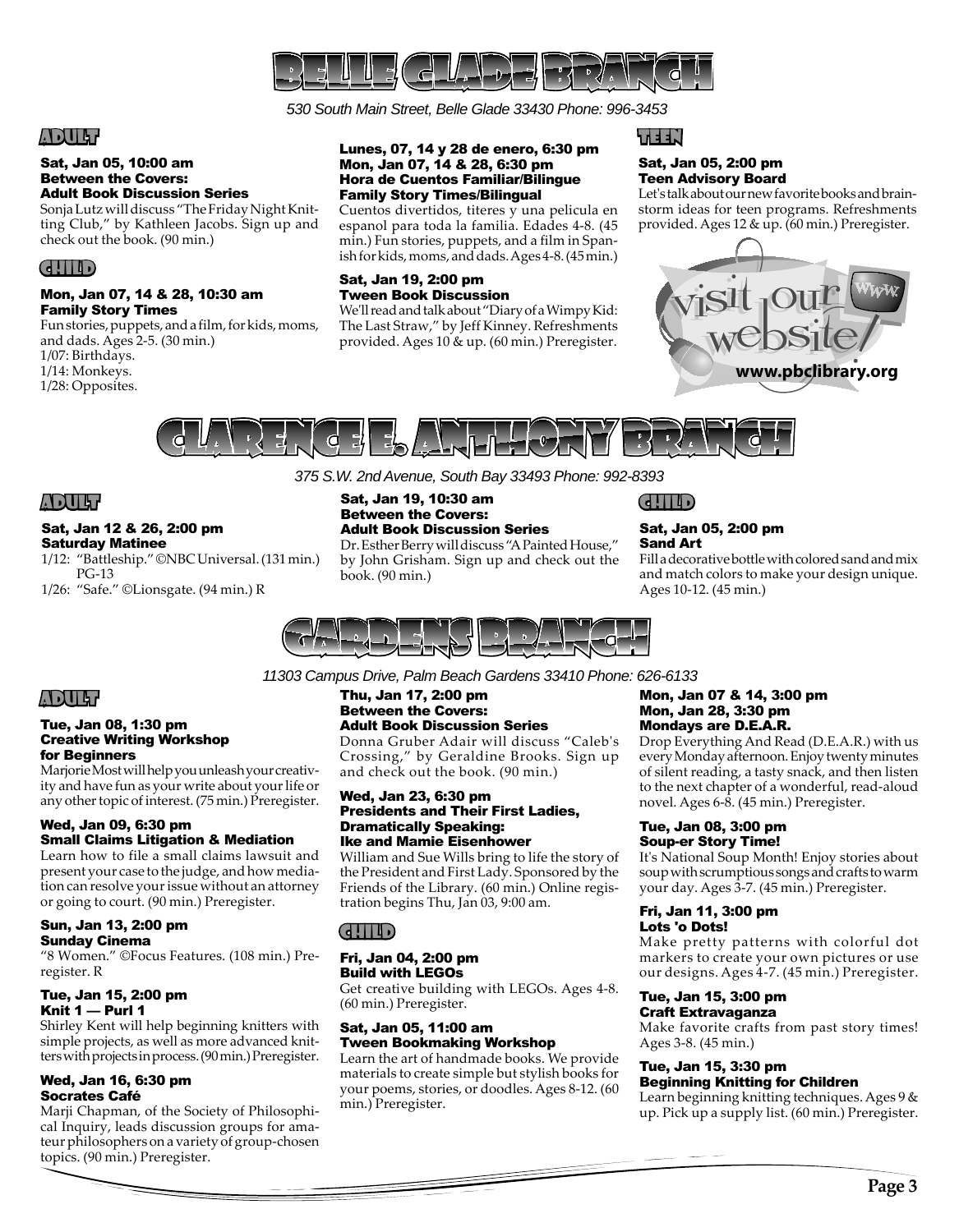# BELLE GLADE BRANCH

*530 South Main Street, Belle Glade 33430 Phone: 996-3453*

## ADULT

**Sat, Jan 05, 10:00 am**
**Between the Covers:**
**Adult Book Discussion Series**
Sonja Lutz will discuss "The Friday Night Knitting Club," by Kathleen Jacobs. Sign up and check out the book. (90 min.)

## CHILD

**Mon, Jan 07, 14 & 28, 10:30 am**
**Family Story Times**
Fun stories, puppets, and a film, for kids, moms, and dads. Ages 2-5. (30 min.)
1/07: Birthdays.
1/14: Monkeys.
1/28: Opposites.

**Lunes, 07, 14 y 28 de enero, 6:30 pm**
**Mon, Jan 07, 14 & 28, 6:30 pm**
**Hora de Cuentos Familiar/Bilingue**
**Family Story Times/Bilingual**
Cuentos divertidos, titeres y una pelicula en espanol para toda la familia. Edades 4-8. (45 min.) Fun stories, puppets, and a film in Spanish for kids, moms, and dads. Ages 4-8. (45 min.)

**Sat, Jan 19, 2:00 pm**
**Tween Book Discussion**
We'll read and talk about "Diary of a Wimpy Kid: The Last Straw," by Jeff Kinney. Refreshments provided. Ages 10 & up. (60 min.) Preregister.

## TEEN

**Sat, Jan 05, 2:00 pm**
**Teen Advisory Board**
Let's talk about our new favorite books and brainstorm ideas for teen programs. Refreshments provided. Ages 12 & up. (60 min.) Preregister.

visit our website! www.pbclibrary.org

# CLARENCE E. ANTHONY BRANCH

*375 S.W. 2nd Avenue, South Bay 33493 Phone: 992-8393*

## ADULT

**Sat, Jan 12 & 26, 2:00 pm**
**Saturday Matinee**
1/12: "Battleship." ©NBC Universal. (131 min.) PG-13
1/26: "Safe." ©Lionsgate. (94 min.) R

**Sat, Jan 19, 10:30 am**
**Between the Covers:**
**Adult Book Discussion Series**
Dr. Esther Berry will discuss "A Painted House," by John Grisham. Sign up and check out the book. (90 min.)

## CHILD

**Sat, Jan 05, 2:00 pm**
**Sand Art**
Fill a decorative bottle with colored sand and mix and match colors to make your design unique. Ages 10-12. (45 min.)

# GARDENS BRANCH

*11303 Campus Drive, Palm Beach Gardens 33410 Phone: 626-6133*

## ADULT

**Tue, Jan 08, 1:30 pm**
**Creative Writing Workshop for Beginners**
Marjorie Most will help you unleash your creativity and have fun as your write about your life or any other topic of interest. (75 min.) Preregister.

**Wed, Jan 09, 6:30 pm**
**Small Claims Litigation & Mediation**
Learn how to file a small claims lawsuit and present your case to the judge, and how mediation can resolve your issue without an attorney or going to court. (90 min.) Preregister.

**Sun, Jan 13, 2:00 pm**
**Sunday Cinema**
"8 Women." ©Focus Features. (108 min.) Preregister. R

**Tue, Jan 15, 2:00 pm**
**Knit 1 — Purl 1**
Shirley Kent will help beginning knitters with simple projects, as well as more advanced knitters with projects in process. (90 min.) Preregister.

**Wed, Jan 16, 6:30 pm**
**Socrates Café**
Marji Chapman, of the Society of Philosophical Inquiry, leads discussion groups for amateur philosophers on a variety of group-chosen topics. (90 min.) Preregister.

**Thu, Jan 17, 2:00 pm**
**Between the Covers:**
**Adult Book Discussion Series**
Donna Gruber Adair will discuss "Caleb's Crossing," by Geraldine Brooks. Sign up and check out the book. (90 min.)

**Wed, Jan 23, 6:30 pm**
**Presidents and Their First Ladies, Dramatically Speaking:**
**Ike and Mamie Eisenhower**
William and Sue Wills bring to life the story of the President and First Lady. Sponsored by the Friends of the Library. (60 min.) Online registration begins Thu, Jan 03, 9:00 am.

## CHILD

**Fri, Jan 04, 2:00 pm**
**Build with LEGOs**
Get creative building with LEGOs. Ages 4-8. (60 min.) Preregister.

**Sat, Jan 05, 11:00 am**
**Tween Bookmaking Workshop**
Learn the art of handmade books. We provide materials to create simple but stylish books for your poems, stories, or doodles. Ages 8-12. (60 min.) Preregister.

**Mon, Jan 07 & 14, 3:00 pm**
**Mon, Jan 28, 3:30 pm**
**Mondays are D.E.A.R.**
Drop Everything And Read (D.E.A.R.) with us every Monday afternoon. Enjoy twenty minutes of silent reading, a tasty snack, and then listen to the next chapter of a wonderful, read-aloud novel. Ages 6-8. (45 min.) Preregister.

**Tue, Jan 08, 3:00 pm**
**Soup-er Story Time!**
It's National Soup Month! Enjoy stories about soup with scrumptious songs and crafts to warm your day. Ages 3-7. (45 min.) Preregister.

**Fri, Jan 11, 3:00 pm**
**Lots 'o Dots!**
Make pretty patterns with colorful dot markers to create your own pictures or use our designs. Ages 4-7. (45 min.) Preregister.

**Tue, Jan 15, 3:00 pm**
**Craft Extravaganza**
Make favorite crafts from past story times! Ages 3-8. (45 min.)

**Tue, Jan 15, 3:30 pm**
**Beginning Knitting for Children**
Learn beginning knitting techniques. Ages 9 & up. Pick up a supply list. (60 min.) Preregister.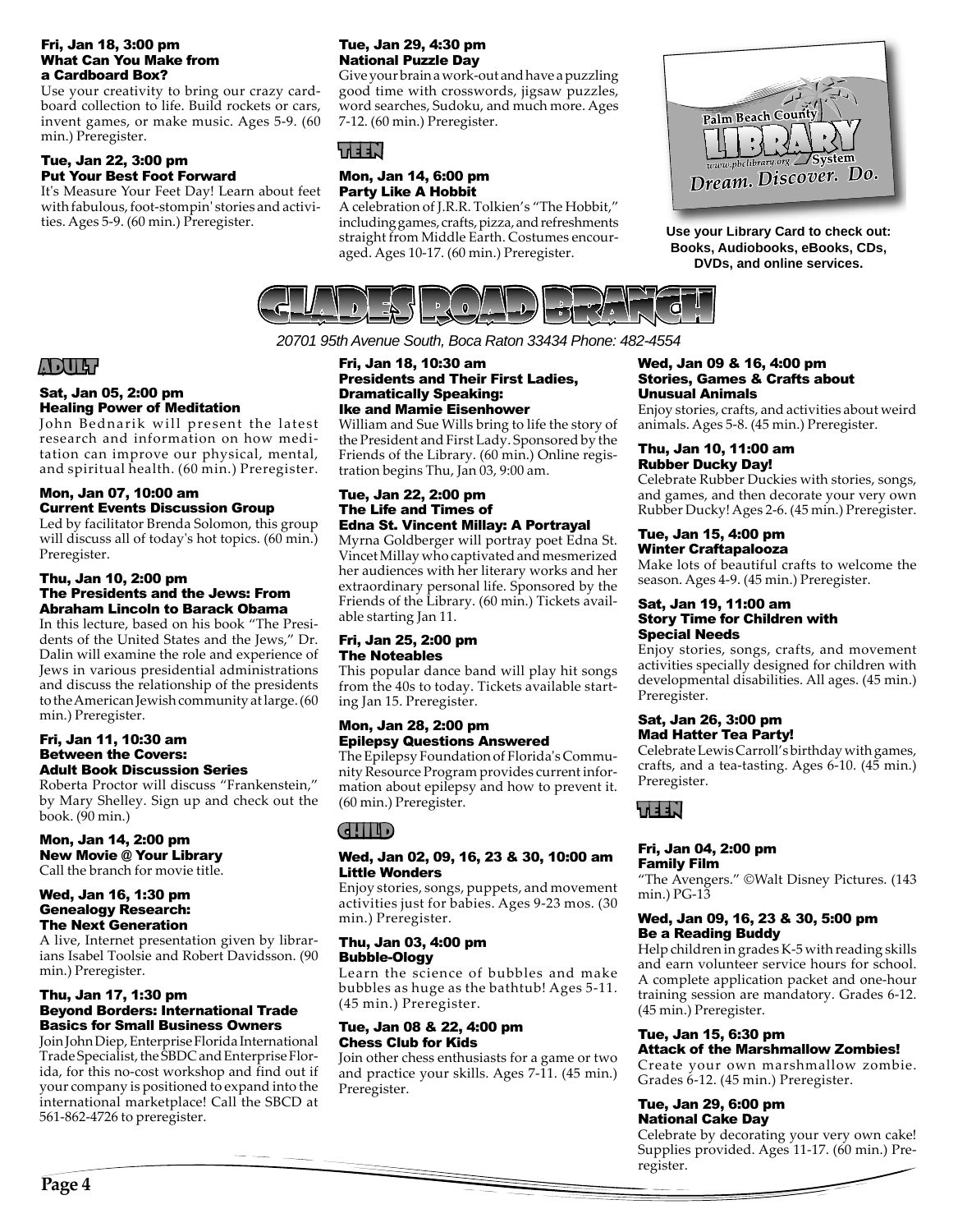#### Fri, Jan 18, 3:00 pm
#### What Can You Make from a Cardboard Box?

Use your creativity to bring our crazy cardboard collection to life. Build rockets or cars, invent games, or make music. Ages 5-9. (60 min.) Preregister.

#### Tue, Jan 22, 3:00 pm
#### Put Your Best Foot Forward

It's Measure Your Feet Day! Learn about feet with fabulous, foot-stompin' stories and activities. Ages 5-9. (60 min.) Preregister.

#### Tue, Jan 29, 4:30 pm
#### National Puzzle Day

Give your brain a work-out and have a puzzling good time with crosswords, jigsaw puzzles, word searches, Sudoku, and much more. Ages 7-12. (60 min.) Preregister.

### TEEN

#### Mon, Jan 14, 6:00 pm
#### Party Like A Hobbit

A celebration of J.R.R. Tolkien's "The Hobbit," including games, crafts, pizza, and refreshments straight from Middle Earth. Costumes encouraged. Ages 10-17. (60 min.) Preregister.

Palm Beach County LIBRARY System www.pbclibrary.org *Dream. Discover. Do.*

**Use your Library Card to check out: Books, Audiobooks, eBooks, CDs, DVDs, and online services.**

## GLADES ROAD BRANCH

*20701 95th Avenue South, Boca Raton 33434 Phone: 482-4554*

### ADULT

#### Sat, Jan 05, 2:00 pm
#### Healing Power of Meditation

John Bednarik will present the latest research and information on how meditation can improve our physical, mental, and spiritual health. (60 min.) Preregister.

#### Mon, Jan 07, 10:00 am
#### Current Events Discussion Group

Led by facilitator Brenda Solomon, this group will discuss all of today's hot topics. (60 min.) Preregister.

#### Thu, Jan 10, 2:00 pm
#### The Presidents and the Jews: From Abraham Lincoln to Barack Obama

In this lecture, based on his book "The Presidents of the United States and the Jews," Dr. Dalin will examine the role and experience of Jews in various presidential administrations and discuss the relationship of the presidents to the American Jewish community at large. (60 min.) Preregister.

#### Fri, Jan 11, 10:30 am
#### Between the Covers: Adult Book Discussion Series

Roberta Proctor will discuss "Frankenstein," by Mary Shelley. Sign up and check out the book. (90 min.)

#### Mon, Jan 14, 2:00 pm
#### New Movie @ Your Library

Call the branch for movie title.

#### Wed, Jan 16, 1:30 pm
#### Genealogy Research: The Next Generation

A live, Internet presentation given by librarians Isabel Toolsie and Robert Davidsson. (90 min.) Preregister.

#### Thu, Jan 17, 1:30 pm
#### Beyond Borders: International Trade Basics for Small Business Owners

Join John Diep, Enterprise Florida International Trade Specialist, the SBDC and Enterprise Florida, for this no-cost workshop and find out if your company is positioned to expand into the international marketplace! Call the SBCD at 561-862-4726 to preregister.

#### Fri, Jan 18, 10:30 am
#### Presidents and Their First Ladies, Dramatically Speaking: Ike and Mamie Eisenhower

William and Sue Wills bring to life the story of the President and First Lady. Sponsored by the Friends of the Library. (60 min.) Online registration begins Thu, Jan 03, 9:00 am.

#### Tue, Jan 22, 2:00 pm
#### The Life and Times of Edna St. Vincent Millay: A Portrayal

Myrna Goldberger will portray poet Edna St. Vincet Millay who captivated and mesmerized her audiences with her literary works and her extraordinary personal life. Sponsored by the Friends of the Library. (60 min.) Tickets available starting Jan 11.

#### Fri, Jan 25, 2:00 pm
#### The Noteables

This popular dance band will play hit songs from the 40s to today. Tickets available starting Jan 15. Preregister.

#### Mon, Jan 28, 2:00 pm
#### Epilepsy Questions Answered

The Epilepsy Foundation of Florida's Community Resource Program provides current information about epilepsy and how to prevent it. (60 min.) Preregister.

### CHILD

#### Wed, Jan 02, 09, 16, 23 & 30, 10:00 am
#### Little Wonders

Enjoy stories, songs, puppets, and movement activities just for babies. Ages 9-23 mos. (30 min.) Preregister.

#### Thu, Jan 03, 4:00 pm
#### Bubble-Ology

Learn the science of bubbles and make bubbles as huge as the bathtub! Ages 5-11. (45 min.) Preregister.

#### Tue, Jan 08 & 22, 4:00 pm
#### Chess Club for Kids

Join other chess enthusiasts for a game or two and practice your skills. Ages 7-11. (45 min.) Preregister.

#### Wed, Jan 09 & 16, 4:00 pm
#### Stories, Games & Crafts about Unusual Animals

Enjoy stories, crafts, and activities about weird animals. Ages 5-8. (45 min.) Preregister.

#### Thu, Jan 10, 11:00 am
#### Rubber Ducky Day!

Celebrate Rubber Duckies with stories, songs, and games, and then decorate your very own Rubber Ducky! Ages 2-6. (45 min.) Preregister.

#### Tue, Jan 15, 4:00 pm
#### Winter Craftapalooza

Make lots of beautiful crafts to welcome the season. Ages 4-9. (45 min.) Preregister.

#### Sat, Jan 19, 11:00 am
#### Story Time for Children with Special Needs

Enjoy stories, songs, crafts, and movement activities specially designed for children with developmental disabilities. All ages. (45 min.) Preregister.

#### Sat, Jan 26, 3:00 pm
#### Mad Hatter Tea Party!

Celebrate Lewis Carroll's birthday with games, crafts, and a tea-tasting. Ages 6-10. (45 min.) Preregister.

### TEEN

#### Fri, Jan 04, 2:00 pm
#### Family Film

"The Avengers." ©Walt Disney Pictures. (143 min.) PG-13

#### Wed, Jan 09, 16, 23 & 30, 5:00 pm
#### Be a Reading Buddy

Help children in grades K-5 with reading skills and earn volunteer service hours for school. A complete application packet and one-hour training session are mandatory. Grades 6-12. (45 min.) Preregister.

#### Tue, Jan 15, 6:30 pm
#### Attack of the Marshmallow Zombies!

Create your own marshmallow zombie. Grades 6-12. (45 min.) Preregister.

#### Tue, Jan 29, 6:00 pm
#### National Cake Day

Celebrate by decorating your very own cake! Supplies provided. Ages 11-17. (60 min.) Preregister.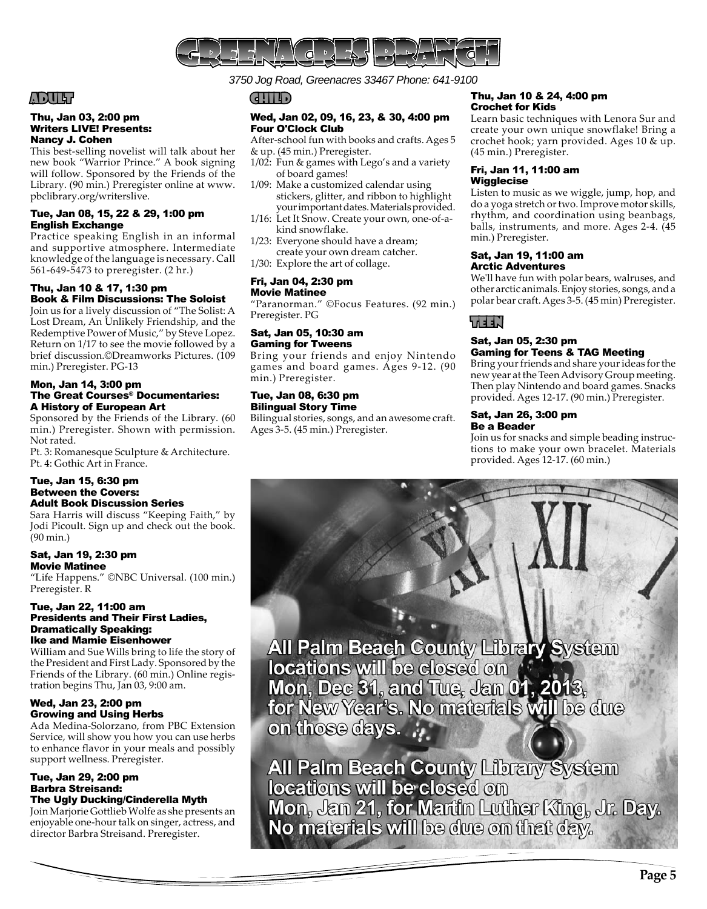# GREENACRES BRANCH

3750 Jog Road, Greenacres 33467 Phone: 641-9100

## ADULT

### Thu, Jan 03, 2:00 pm
### Writers LIVE! Presents: Nancy J. Cohen

This best-selling novelist will talk about her new book "Warrior Prince." A book signing will follow. Sponsored by the Friends of the Library. (90 min.) Preregister online at www.pbclibrary.org/writerslive.

### Tue, Jan 08, 15, 22 & 29, 1:00 pm
### English Exchange

Practice speaking English in an informal and supportive atmosphere. Intermediate knowledge of the language is necessary. Call 561-649-5473 to preregister. (2 hr.)

### Thu, Jan 10 & 17, 1:30 pm
### Book & Film Discussions: The Soloist

Join us for a lively discussion of "The Solist: A Lost Dream, An Unlikely Friendship, and the Redemptive Power of Music," by Steve Lopez. Return on 1/17 to see the movie followed by a brief discussion.©Dreamworks Pictures. (109 min.) Preregister. PG-13

### Mon, Jan 14, 3:00 pm
### The Great Courses® Documentaries: A History of European Art

Sponsored by the Friends of the Library. (60 min.) Preregister. Shown with permission. Not rated.

Pt. 3: Romanesque Sculpture & Architecture.
Pt. 4: Gothic Art in France.

### Tue, Jan 15, 6:30 pm
### Between the Covers: Adult Book Discussion Series

Sara Harris will discuss "Keeping Faith," by Jodi Picoult. Sign up and check out the book. (90 min.)

### Sat, Jan 19, 2:30 pm
### Movie Matinee

"Life Happens." ©NBC Universal. (100 min.) Preregister. R

### Tue, Jan 22, 11:00 am
### Presidents and Their First Ladies, Dramatically Speaking: Ike and Mamie Eisenhower

William and Sue Wills bring to life the story of the President and First Lady. Sponsored by the Friends of the Library. (60 min.) Online registration begins Thu, Jan 03, 9:00 am.

### Wed, Jan 23, 2:00 pm
### Growing and Using Herbs

Ada Medina-Solorzano, from PBC Extension Service, will show you how you can use herbs to enhance flavor in your meals and possibly support wellness. Preregister.

### Tue, Jan 29, 2:00 pm
### Barbra Streisand: The Ugly Ducking/Cinderella Myth

Join Marjorie Gottlieb Wolfe as she presents an enjoyable one-hour talk on singer, actress, and director Barbra Streisand. Preregister.

## CHILD

### Wed, Jan 02, 09, 16, 23, & 30, 4:00 pm
### Four O'Clock Club

After-school fun with books and crafts. Ages 5 & up. (45 min.) Preregister.

- 1/02: Fun & games with Lego's and a variety of board games!
- 1/09: Make a customized calendar using stickers, glitter, and ribbon to highlight your important dates. Materials provided.
- 1/16: Let It Snow. Create your own, one-of-a-kind snowflake.
- 1/23: Everyone should have a dream; create your own dream catcher.
- 1/30: Explore the art of collage.

### Fri, Jan 04, 2:30 pm
### Movie Matinee

"Paranorman." ©Focus Features. (92 min.) Preregister. PG

### Sat, Jan 05, 10:30 am
### Gaming for Tweens

Bring your friends and enjoy Nintendo games and board games. Ages 9-12. (90 min.) Preregister.

### Tue, Jan 08, 6:30 pm
### Bilingual Story Time

Bilingual stories, songs, and an awesome craft. Ages 3-5. (45 min.) Preregister.

### Thu, Jan 10 & 24, 4:00 pm
### Crochet for Kids

Learn basic techniques with Lenora Sur and create your own unique snowflake! Bring a crochet hook; yarn provided. Ages 10 & up. (45 min.) Preregister.

### Fri, Jan 11, 11:00 am
### Wigglecise

Listen to music as we wiggle, jump, hop, and do a yoga stretch or two. Improve motor skills, rhythm, and coordination using beanbags, balls, instruments, and more. Ages 2-4. (45 min.) Preregister.

### Sat, Jan 19, 11:00 am
### Arctic Adventures

We'll have fun with polar bears, walruses, and other arctic animals. Enjoy stories, songs, and a polar bear craft. Ages 3-5. (45 min) Preregister.

## TEEN

### Sat, Jan 05, 2:30 pm
### Gaming for Teens & TAG Meeting

Bring your friends and share your ideas for the new year at the Teen Advisory Group meeting. Then play Nintendo and board games. Snacks provided. Ages 12-17. (90 min.) Preregister.

### Sat, Jan 26, 3:00 pm
### Be a Beader

Join us for snacks and simple beading instructions to make your own bracelet. Materials provided. Ages 12-17. (60 min.)

**All Palm Beach County Library System locations will be closed on Mon, Dec 31, and Tue, Jan 01, 2013, for New Year's. No materials will be due on those days.**

**All Palm Beach County Library System locations will be closed on Mon, Jan 21, for Martin Luther King, Jr. Day. No materials will be due on that day.**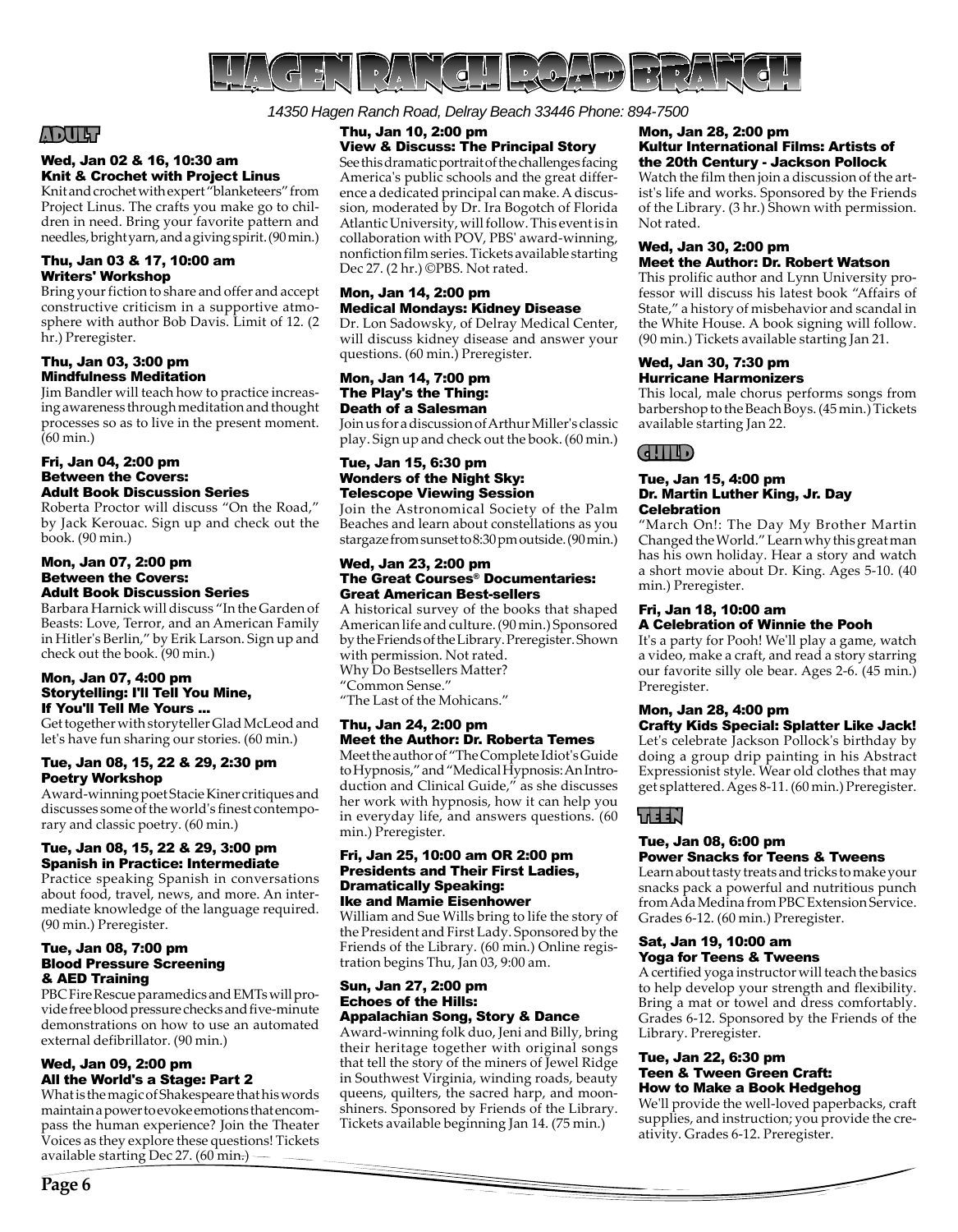# HAGEN RANCH ROAD BRANCH

*14350 Hagen Ranch Road, Delray Beach 33446 Phone: 894-7500*

## ADULT

**Wed, Jan 02 & 16, 10:30 am**
**Knit & Crochet with Project Linus**
Knit and crochet with expert "blanketeers" from Project Linus. The crafts you make go to children in need. Bring your favorite pattern and needles, bright yarn, and a giving spirit. (90 min.)

**Thu, Jan 03 & 17, 10:00 am**
**Writers' Workshop**
Bring your fiction to share and offer and accept constructive criticism in a supportive atmosphere with author Bob Davis. Limit of 12. (2 hr.) Preregister.

**Thu, Jan 03, 3:00 pm**
**Mindfulness Meditation**
Jim Bandler will teach how to practice increasing awareness through meditation and thought processes so as to live in the present moment. (60 min.)

**Fri, Jan 04, 2:00 pm**
**Between the Covers:**
**Adult Book Discussion Series**
Roberta Proctor will discuss "On the Road," by Jack Kerouac. Sign up and check out the book. (90 min.)

**Mon, Jan 07, 2:00 pm**
**Between the Covers:**
**Adult Book Discussion Series**
Barbara Harnick will discuss "In the Garden of Beasts: Love, Terror, and an American Family in Hitler's Berlin," by Erik Larson. Sign up and check out the book. (90 min.)

**Mon, Jan 07, 4:00 pm**
**Storytelling: I'll Tell You Mine, If You'll Tell Me Yours ...**
Get together with storyteller Glad McLeod and let's have fun sharing our stories. (60 min.)

**Tue, Jan 08, 15, 22 & 29, 2:30 pm**
**Poetry Workshop**
Award-winning poet Stacie Kiner critiques and discusses some of the world's finest contemporary and classic poetry. (60 min.)

**Tue, Jan 08, 15, 22 & 29, 3:00 pm**
**Spanish in Practice: Intermediate**
Practice speaking Spanish in conversations about food, travel, news, and more. An intermediate knowledge of the language required. (90 min.) Preregister.

**Tue, Jan 08, 7:00 pm**
**Blood Pressure Screening & AED Training**
PBC Fire Rescue paramedics and EMTs will provide free blood pressure checks and five-minute demonstrations on how to use an automated external defibrillator. (90 min.)

**Wed, Jan 09, 2:00 pm**
**All the World's a Stage: Part 2**
What is the magic of Shakespeare that his words maintain a power to evoke emotions that encompass the human experience? Join the Theater Voices as they explore these questions! Tickets available starting Dec 27. (60 min.)

**Thu, Jan 10, 2:00 pm**
**View & Discuss: The Principal Story**
See this dramatic portrait of the challenges facing America's public schools and the great difference a dedicated principal can make. A discussion, moderated by Dr. Ira Bogotch of Florida Atlantic University, will follow. This event is in collaboration with POV, PBS' award-winning, nonfiction film series. Tickets available starting Dec 27. (2 hr.) ©PBS. Not rated.

**Mon, Jan 14, 2:00 pm**
**Medical Mondays: Kidney Disease**
Dr. Lon Sadowsky, of Delray Medical Center, will discuss kidney disease and answer your questions. (60 min.) Preregister.

**Mon, Jan 14, 7:00 pm**
**The Play's the Thing: Death of a Salesman**
Join us for a discussion of Arthur Miller's classic play. Sign up and check out the book. (60 min.)

**Tue, Jan 15, 6:30 pm**
**Wonders of the Night Sky: Telescope Viewing Session**
Join the Astronomical Society of the Palm Beaches and learn about constellations as you stargaze from sunset to 8:30 pm outside. (90 min.)

**Wed, Jan 23, 2:00 pm**
**The Great Courses® Documentaries: Great American Best-sellers**
A historical survey of the books that shaped American life and culture. (90 min.) Sponsored by the Friends of the Library. Preregister. Shown with permission. Not rated.
Why Do Bestsellers Matter?
"Common Sense."
"The Last of the Mohicans."

**Thu, Jan 24, 2:00 pm**
**Meet the Author: Dr. Roberta Temes**
Meet the author of "The Complete Idiot's Guide to Hypnosis," and "Medical Hypnosis: An Introduction and Clinical Guide," as she discusses her work with hypnosis, how it can help you in everyday life, and answers questions. (60 min.) Preregister.

**Fri, Jan 25, 10:00 am OR 2:00 pm**
**Presidents and Their First Ladies, Dramatically Speaking: Ike and Mamie Eisenhower**
William and Sue Wills bring to life the story of the President and First Lady. Sponsored by the Friends of the Library. (60 min.) Online registration begins Thu, Jan 03, 9:00 am.

**Sun, Jan 27, 2:00 pm**
**Echoes of the Hills: Appalachian Song, Story & Dance**
Award-winning folk duo, Jeni and Billy, bring their heritage together with original songs that tell the story of the miners of Jewel Ridge in Southwest Virginia, winding roads, beauty queens, quilters, the sacred harp, and moonshiners. Sponsored by Friends of the Library. Tickets available beginning Jan 14. (75 min.)

**Mon, Jan 28, 2:00 pm**
**Kultur International Films: Artists of the 20th Century - Jackson Pollock**
Watch the film then join a discussion of the artist's life and works. Sponsored by the Friends of the Library. (3 hr.) Shown with permission. Not rated.

**Wed, Jan 30, 2:00 pm**
**Meet the Author: Dr. Robert Watson**
This prolific author and Lynn University professor will discuss his latest book "Affairs of State," a history of misbehavior and scandal in the White House. A book signing will follow. (90 min.) Tickets available starting Jan 21.

**Wed, Jan 30, 7:30 pm**
**Hurricane Harmonizers**
This local, male chorus performs songs from barbershop to the Beach Boys. (45 min.) Tickets available starting Jan 22.

## CHILD

**Tue, Jan 15, 4:00 pm**
**Dr. Martin Luther King, Jr. Day Celebration**
"March On!: The Day My Brother Martin Changed the World." Learn why this great man has his own holiday. Hear a story and watch a short movie about Dr. King. Ages 5-10. (40 min.) Preregister.

**Fri, Jan 18, 10:00 am**
**A Celebration of Winnie the Pooh**
It's a party for Pooh! We'll play a game, watch a video, make a craft, and read a story starring our favorite silly ole bear. Ages 2-6. (45 min.) Preregister.

**Mon, Jan 28, 4:00 pm**
**Crafty Kids Special: Splatter Like Jack!**
Let's celebrate Jackson Pollock's birthday by doing a group drip painting in his Abstract Expressionist style. Wear old clothes that may get splattered. Ages 8-11. (60 min.) Preregister.

## TEEN

**Tue, Jan 08, 6:00 pm**
**Power Snacks for Teens & Tweens**
Learn about tasty treats and tricks to make your snacks pack a powerful and nutritious punch from Ada Medina from PBC Extension Service. Grades 6-12. (60 min.) Preregister.

**Sat, Jan 19, 10:00 am**
**Yoga for Teens & Tweens**
A certified yoga instructor will teach the basics to help develop your strength and flexibility. Bring a mat or towel and dress comfortably. Grades 6-12. Sponsored by the Friends of the Library. Preregister.

**Tue, Jan 22, 6:30 pm**
**Teen & Tween Green Craft: How to Make a Book Hedgehog**
We'll provide the well-loved paperbacks, craft supplies, and instruction; you provide the creativity. Grades 6-12. Preregister.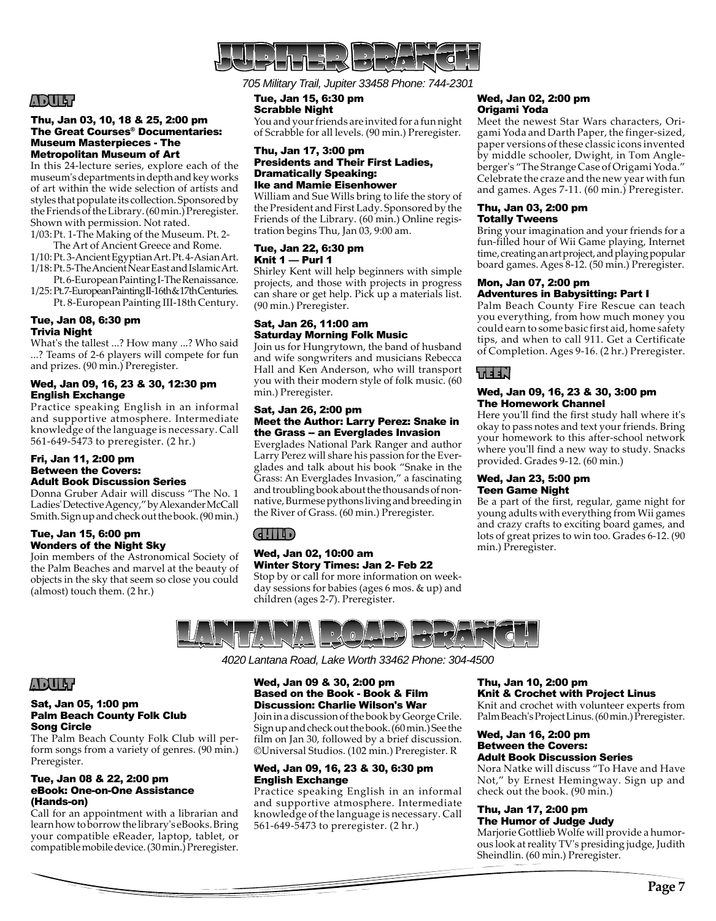# JUPITER BRANCH

*705 Military Trail, Jupiter 33458 Phone: 744-2301*

## ADULT

**Thu, Jan 03, 10, 18 & 25, 2:00 pm**
**The Great Courses® Documentaries: Museum Masterpieces - The Metropolitan Museum of Art**

In this 24-lecture series, explore each of the museum's departments in depth and key works of art within the wide selection of artists and styles that populate its collection. Sponsored by the Friends of the Library. (60 min.) Preregister. Shown with permission. Not rated.

1/03: Pt. 1-The Making of the Museum. Pt. 2-The Art of Ancient Greece and Rome.
1/10: Pt. 3-Ancient Egyptian Art. Pt. 4-Asian Art.
1/18: Pt. 5-The Ancient Near East and Islamic Art. Pt. 6-European Painting I-The Renaissance.
1/25: Pt. 7-European Painting II-16th & 17th Centuries. Pt. 8-European Painting III-18th Century.

**Tue, Jan 08, 6:30 pm**
**Trivia Night**

What's the tallest ...? How many ...? Who said ...? Teams of 2-6 players will compete for fun and prizes. (90 min.) Preregister.

**Wed, Jan 09, 16, 23 & 30, 12:30 pm**
**English Exchange**

Practice speaking English in an informal and supportive atmosphere. Intermediate knowledge of the language is necessary. Call 561-649-5473 to preregister. (2 hr.)

**Fri, Jan 11, 2:00 pm**
**Between the Covers: Adult Book Discussion Series**

Donna Gruber Adair will discuss "The No. 1 Ladies' Detective Agency," by Alexander McCall Smith. Sign up and check out the book. (90 min.)

**Tue, Jan 15, 6:00 pm**
**Wonders of the Night Sky**

Join members of the Astronomical Society of the Palm Beaches and marvel at the beauty of objects in the sky that seem so close you could (almost) touch them. (2 hr.)

**Tue, Jan 15, 6:30 pm**
**Scrabble Night**

You and your friends are invited for a fun night of Scrabble for all levels. (90 min.) Preregister.

**Thu, Jan 17, 3:00 pm**
**Presidents and Their First Ladies, Dramatically Speaking: Ike and Mamie Eisenhower**

William and Sue Wills bring to life the story of the President and First Lady. Sponsored by the Friends of the Library. (60 min.) Online registration begins Thu, Jan 03, 9:00 am.

**Tue, Jan 22, 6:30 pm**
**Knit 1 — Purl 1**

Shirley Kent will help beginners with simple projects, and those with projects in progress can share or get help. Pick up a materials list. (90 min.) Preregister.

**Sat, Jan 26, 11:00 am**
**Saturday Morning Folk Music**

Join us for Hungrytown, the band of husband and wife songwriters and musicians Rebecca Hall and Ken Anderson, who will transport you with their modern style of folk music. (60 min.) Preregister.

**Sat, Jan 26, 2:00 pm**
**Meet the Author: Larry Perez: Snake in the Grass -- an Everglades Invasion**

Everglades National Park Ranger and author Larry Perez will share his passion for the Everglades and talk about his book "Snake in the Grass: An Everglades Invasion," a fascinating and troubling book about the thousands of non-native, Burmese pythons living and breeding in the River of Grass. (60 min.) Preregister.

## CHILD

**Wed, Jan 02, 10:00 am**
**Winter Story Times: Jan 2- Feb 22**

Stop by or call for more information on weekday sessions for babies (ages 6 mos. & up) and children (ages 2-7). Preregister.

**Wed, Jan 02, 2:00 pm**
**Origami Yoda**

Meet the newest Star Wars characters, Origami Yoda and Darth Paper, the finger-sized, paper versions of these classic icons invented by middle schooler, Dwight, in Tom Angleberger's "The Strange Case of Origami Yoda." Celebrate the craze and the new year with fun and games. Ages 7-11. (60 min.) Preregister.

**Thu, Jan 03, 2:00 pm**
**Totally Tweens**

Bring your imagination and your friends for a fun-filled hour of Wii Game playing, Internet time, creating an art project, and playing popular board games. Ages 8-12. (50 min.) Preregister.

**Mon, Jan 07, 2:00 pm**
**Adventures in Babysitting: Part I**

Palm Beach County Fire Rescue can teach you everything, from how much money you could earn to some basic first aid, home safety tips, and when to call 911. Get a Certificate of Completion. Ages 9-16. (2 hr.) Preregister.

## TEEN

**Wed, Jan 09, 16, 23 & 30, 3:00 pm**
**The Homework Channel**

Here you'll find the first study hall where it's okay to pass notes and text your friends. Bring your homework to this after-school network where you'll find a new way to study. Snacks provided. Grades 9-12. (60 min.)

**Wed, Jan 23, 5:00 pm**
**Teen Game Night**

Be a part of the first, regular, game night for young adults with everything from Wii games and crazy crafts to exciting board games, and lots of great prizes to win too. Grades 6-12. (90 min.) Preregister.

# LANTANA ROAD BRANCH

*4020 Lantana Road, Lake Worth 33462 Phone: 304-4500*

## ADULT

**Sat, Jan 05, 1:00 pm**
**Palm Beach County Folk Club Song Circle**

The Palm Beach County Folk Club will perform songs from a variety of genres. (90 min.) Preregister.

**Tue, Jan 08 & 22, 2:00 pm**
**eBook: One-on-One Assistance (Hands-on)**

Call for an appointment with a librarian and learn how to borrow the library's eBooks. Bring your compatible eReader, laptop, tablet, or compatible mobile device. (30 min.) Preregister.

**Wed, Jan 09 & 30, 2:00 pm**
**Based on the Book - Book & Film Discussion: Charlie Wilson's War**

Join in a discussion of the book by George Crile. Sign up and check out the book. (60 min.) See the film on Jan 30, followed by a brief discussion. ©Universal Studios. (102 min.) Preregister. R

**Wed, Jan 09, 16, 23 & 30, 6:30 pm**
**English Exchange**

Practice speaking English in an informal and supportive atmosphere. Intermediate knowledge of the language is necessary. Call 561-649-5473 to preregister. (2 hr.)

**Thu, Jan 10, 2:00 pm**
**Knit & Crochet with Project Linus**

Knit and crochet with volunteer experts from Palm Beach's Project Linus. (60 min.) Preregister.

**Wed, Jan 16, 2:00 pm**
**Between the Covers: Adult Book Discussion Series**

Nora Natke will discuss "To Have and Have Not," by Ernest Hemingway. Sign up and check out the book. (90 min.)

**Thu, Jan 17, 2:00 pm**
**The Humor of Judge Judy**

Marjorie Gottlieb Wolfe will provide a humorous look at reality TV's presiding judge, Judith Sheindlin. (60 min.) Preregister.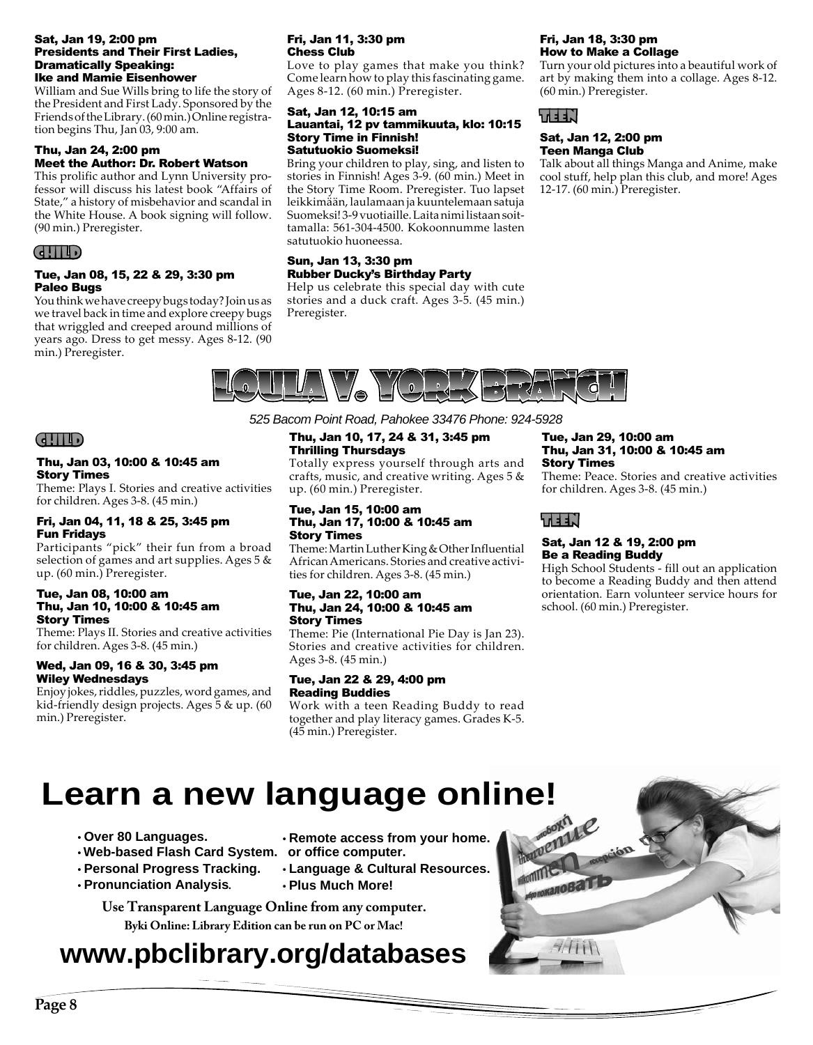**Sat, Jan 19, 2:00 pm**
**Presidents and Their First Ladies, Dramatically Speaking: Ike and Mamie Eisenhower**

William and Sue Wills bring to life the story of the President and First Lady. Sponsored by the Friends of the Library. (60 min.) Online registration begins Thu, Jan 03, 9:00 am.

**Thu, Jan 24, 2:00 pm**
**Meet the Author: Dr. Robert Watson**

This prolific author and Lynn University professor will discuss his latest book "Affairs of State," a history of misbehavior and scandal in the White House. A book signing will follow. (90 min.) Preregister.

### CHILD

**Tue, Jan 08, 15, 22 & 29, 3:30 pm**
**Paleo Bugs**

You think we have creepy bugs today? Join us as we travel back in time and explore creepy bugs that wriggled and creeped around millions of years ago. Dress to get messy. Ages 8-12. (90 min.) Preregister.

**Fri, Jan 11, 3:30 pm**
**Chess Club**

Love to play games that make you think? Come learn how to play this fascinating game. Ages 8-12. (60 min.) Preregister.

**Sat, Jan 12, 10:15 am**
**Lauantai, 12 pv tammikuuta, klo: 10:15**
**Story Time in Finnish!**
**Satutuokio Suomeksi!**

Bring your children to play, sing, and listen to stories in Finnish! Ages 3-9. (60 min.) Meet in the Story Time Room. Preregister. Tuo lapset leikkimään, laulamaan ja kuuntelemaan satuja Suomeksi! 3-9 vuotiaille. Laita nimi listaan soittamalla: 561-304-4500. Kokoonnumme lasten satutuokio huoneessa.

**Sun, Jan 13, 3:30 pm**
**Rubber Ducky's Birthday Party**

Help us celebrate this special day with cute stories and a duck craft. Ages 3-5. (45 min.) Preregister.

**Fri, Jan 18, 3:30 pm**
**How to Make a Collage**

Turn your old pictures into a beautiful work of art by making them into a collage. Ages 8-12. (60 min.) Preregister.

### TEEN

**Sat, Jan 12, 2:00 pm**
**Teen Manga Club**

Talk about all things Manga and Anime, make cool stuff, help plan this club, and more! Ages 12-17. (60 min.) Preregister.

## LOULA V. YORK BRANCH

*525 Bacom Point Road, Pahokee 33476 Phone: 924-5928*

### CHILD

**Thu, Jan 03, 10:00 & 10:45 am**
**Story Times**

Theme: Plays I. Stories and creative activities for children. Ages 3-8. (45 min.)

**Fri, Jan 04, 11, 18 & 25, 3:45 pm**
**Fun Fridays**

Participants "pick" their fun from a broad selection of games and art supplies. Ages 5 & up. (60 min.) Preregister.

**Tue, Jan 08, 10:00 am**
**Thu, Jan 10, 10:00 & 10:45 am**
**Story Times**

Theme: Plays II. Stories and creative activities for children. Ages 3-8. (45 min.)

**Wed, Jan 09, 16 & 30, 3:45 pm**
**Wiley Wednesdays**

Enjoy jokes, riddles, puzzles, word games, and kid-friendly design projects. Ages 5 & up. (60 min.) Preregister.

**Thu, Jan 10, 17, 24 & 31, 3:45 pm**
**Thrilling Thursdays**

Totally express yourself through arts and crafts, music, and creative writing. Ages 5 & up. (60 min.) Preregister.

**Tue, Jan 15, 10:00 am**
**Thu, Jan 17, 10:00 & 10:45 am**
**Story Times**

Theme: Martin Luther King & Other Influential African Americans. Stories and creative activities for children. Ages 3-8. (45 min.)

**Tue, Jan 22, 10:00 am**
**Thu, Jan 24, 10:00 & 10:45 am**
**Story Times**

Theme: Pie (International Pie Day is Jan 23). Stories and creative activities for children. Ages 3-8. (45 min.)

**Tue, Jan 22 & 29, 4:00 pm**
**Reading Buddies**

Work with a teen Reading Buddy to read together and play literacy games. Grades K-5. (45 min.) Preregister.

**Tue, Jan 29, 10:00 am**
**Thu, Jan 31, 10:00 & 10:45 am**
**Story Times**

Theme: Peace. Stories and creative activities for children. Ages 3-8. (45 min.)

### TEEN

**Sat, Jan 12 & 19, 2:00 pm**
**Be a Reading Buddy**

High School Students - fill out an application to become a Reading Buddy and then attend orientation. Earn volunteer service hours for school. (60 min.) Preregister.

# Learn a new language online!

- Over 80 Languages.
- Web-based Flash Card System.
- Personal Progress Tracking.
- Pronunciation Analysis.
- Remote access from your home. or office computer.
- Language & Cultural Resources.
- Plus Much More!

**Use Transparent Language Online from any computer.**

**Byki Online: Library Edition can be run on PC or Mac!**

## www.pbclibrary.org/databases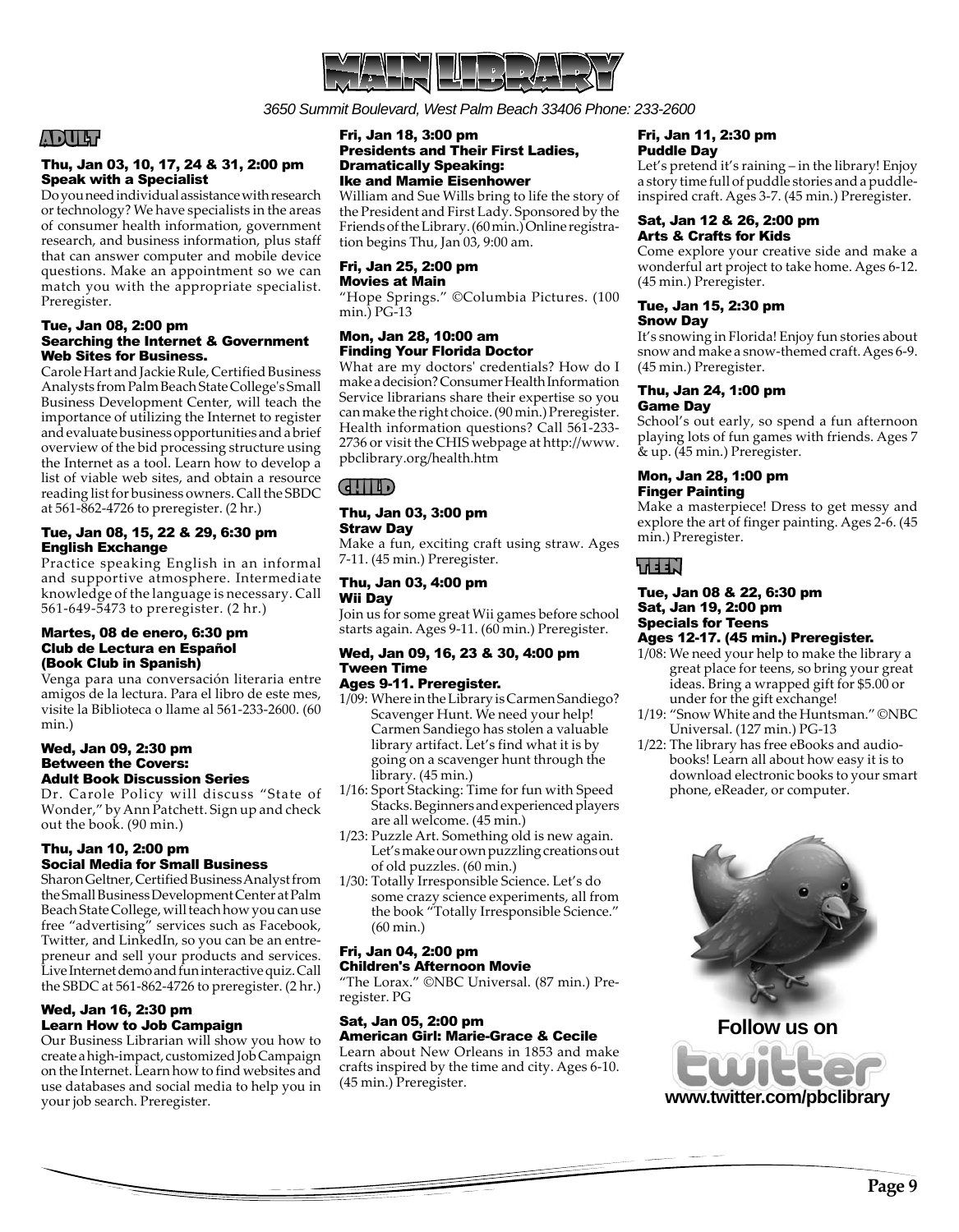# MAIN LIBRARY

*3650 Summit Boulevard, West Palm Beach 33406 Phone: 233-2600*

## ADULT

### Thu, Jan 03, 10, 17, 24 & 31, 2:00 pm
### Speak with a Specialist

Do you need individual assistance with research or technology? We have specialists in the areas of consumer health information, government research, and business information, plus staff that can answer computer and mobile device questions. Make an appointment so we can match you with the appropriate specialist. Preregister.

### Tue, Jan 08, 2:00 pm
### Searching the Internet & Government Web Sites for Business.

Carole Hart and Jackie Rule, Certified Business Analysts from Palm Beach State College's Small Business Development Center, will teach the importance of utilizing the Internet to register and evaluate business opportunities and a brief overview of the bid processing structure using the Internet as a tool. Learn how to develop a list of viable web sites, and obtain a resource reading list for business owners. Call the SBDC at 561-862-4726 to preregister. (2 hr.)

### Tue, Jan 08, 15, 22 & 29, 6:30 pm
### English Exchange

Practice speaking English in an informal and supportive atmosphere. Intermediate knowledge of the language is necessary. Call 561-649-5473 to preregister. (2 hr.)

### Martes, 08 de enero, 6:30 pm
### Club de Lectura en Español (Book Club in Spanish)

Venga para una conversación literaria entre amigos de la lectura. Para el libro de este mes, visite la Biblioteca o llame al 561-233-2600. (60 min.)

### Wed, Jan 09, 2:30 pm
### Between the Covers: Adult Book Discussion Series

Dr. Carole Policy will discuss "State of Wonder," by Ann Patchett. Sign up and check out the book. (90 min.)

### Thu, Jan 10, 2:00 pm
### Social Media for Small Business

Sharon Geltner, Certified Business Analyst from the Small Business Development Center at Palm Beach State College, will teach how you can use free "advertising" services such as Facebook, Twitter, and LinkedIn, so you can be an entrepreneur and sell your products and services. Live Internet demo and fun interactive quiz. Call the SBDC at 561-862-4726 to preregister. (2 hr.)

### Wed, Jan 16, 2:30 pm
### Learn How to Job Campaign

Our Business Librarian will show you how to create a high-impact, customized Job Campaign on the Internet. Learn how to find websites and use databases and social media to help you in your job search. Preregister.

### Fri, Jan 18, 3:00 pm
### Presidents and Their First Ladies, Dramatically Speaking: Ike and Mamie Eisenhower

William and Sue Wills bring to life the story of the President and First Lady. Sponsored by the Friends of the Library. (60 min.) Online registration begins Thu, Jan 03, 9:00 am.

### Fri, Jan 25, 2:00 pm
### Movies at Main

"Hope Springs." ©Columbia Pictures. (100 min.) PG-13

### Mon, Jan 28, 10:00 am
### Finding Your Florida Doctor

What are my doctors' credentials? How do I make a decision? Consumer Health Information Service librarians share their expertise so you can make the right choice. (90 min.) Preregister. Health information questions? Call 561-233-2736 or visit the CHIS webpage at http://www.pbclibrary.org/health.htm

## CHILD

### Thu, Jan 03, 3:00 pm
### Straw Day

Make a fun, exciting craft using straw. Ages 7-11. (45 min.) Preregister.

### Thu, Jan 03, 4:00 pm
### Wii Day

Join us for some great Wii games before school starts again. Ages 9-11. (60 min.) Preregister.

### Wed, Jan 09, 16, 23 & 30, 4:00 pm
### Tween Time
### Ages 9-11. Preregister.

- 1/09: Where in the Library is Carmen Sandiego? Scavenger Hunt. We need your help! Carmen Sandiego has stolen a valuable library artifact. Let's find what it is by going on a scavenger hunt through the library. (45 min.)
- 1/16: Sport Stacking: Time for fun with Speed Stacks. Beginners and experienced players are all welcome. (45 min.)
- 1/23: Puzzle Art. Something old is new again. Let's make our own puzzling creations out of old puzzles. (60 min.)
- 1/30: Totally Irresponsible Science. Let's do some crazy science experiments, all from the book "Totally Irresponsible Science." (60 min.)

### Fri, Jan 04, 2:00 pm
### Children's Afternoon Movie

"The Lorax." ©NBC Universal. (87 min.) Preregister. PG

### Sat, Jan 05, 2:00 pm
### American Girl: Marie-Grace & Cecile

Learn about New Orleans in 1853 and make crafts inspired by the time and city. Ages 6-10. (45 min.) Preregister.

### Fri, Jan 11, 2:30 pm
### Puddle Day

Let's pretend it's raining – in the library! Enjoy a story time full of puddle stories and a puddle-inspired craft. Ages 3-7. (45 min.) Preregister.

### Sat, Jan 12 & 26, 2:00 pm
### Arts & Crafts for Kids

Come explore your creative side and make a wonderful art project to take home. Ages 6-12. (45 min.) Preregister.

### Tue, Jan 15, 2:30 pm
### Snow Day

It's snowing in Florida! Enjoy fun stories about snow and make a snow-themed craft. Ages 6-9. (45 min.) Preregister.

### Thu, Jan 24, 1:00 pm
### Game Day

School's out early, so spend a fun afternoon playing lots of fun games with friends. Ages 7 & up. (45 min.) Preregister.

### Mon, Jan 28, 1:00 pm
### Finger Painting

Make a masterpiece! Dress to get messy and explore the art of finger painting. Ages 2-6. (45 min.) Preregister.

## TEEN

### Tue, Jan 08 & 22, 6:30 pm
### Sat, Jan 19, 2:00 pm
### Specials for Teens
### Ages 12-17. (45 min.) Preregister.

- 1/08: We need your help to make the library a great place for teens, so bring your great ideas. Bring a wrapped gift for $5.00 or under for the gift exchange!
- 1/19: "Snow White and the Huntsman." ©NBC Universal. (127 min.) PG-13
- 1/22: The library has free eBooks and audiobooks! Learn all about how easy it is to download electronic books to your smart phone, eReader, or computer.

**Follow us on twitter**

**www.twitter.com/pbclibrary**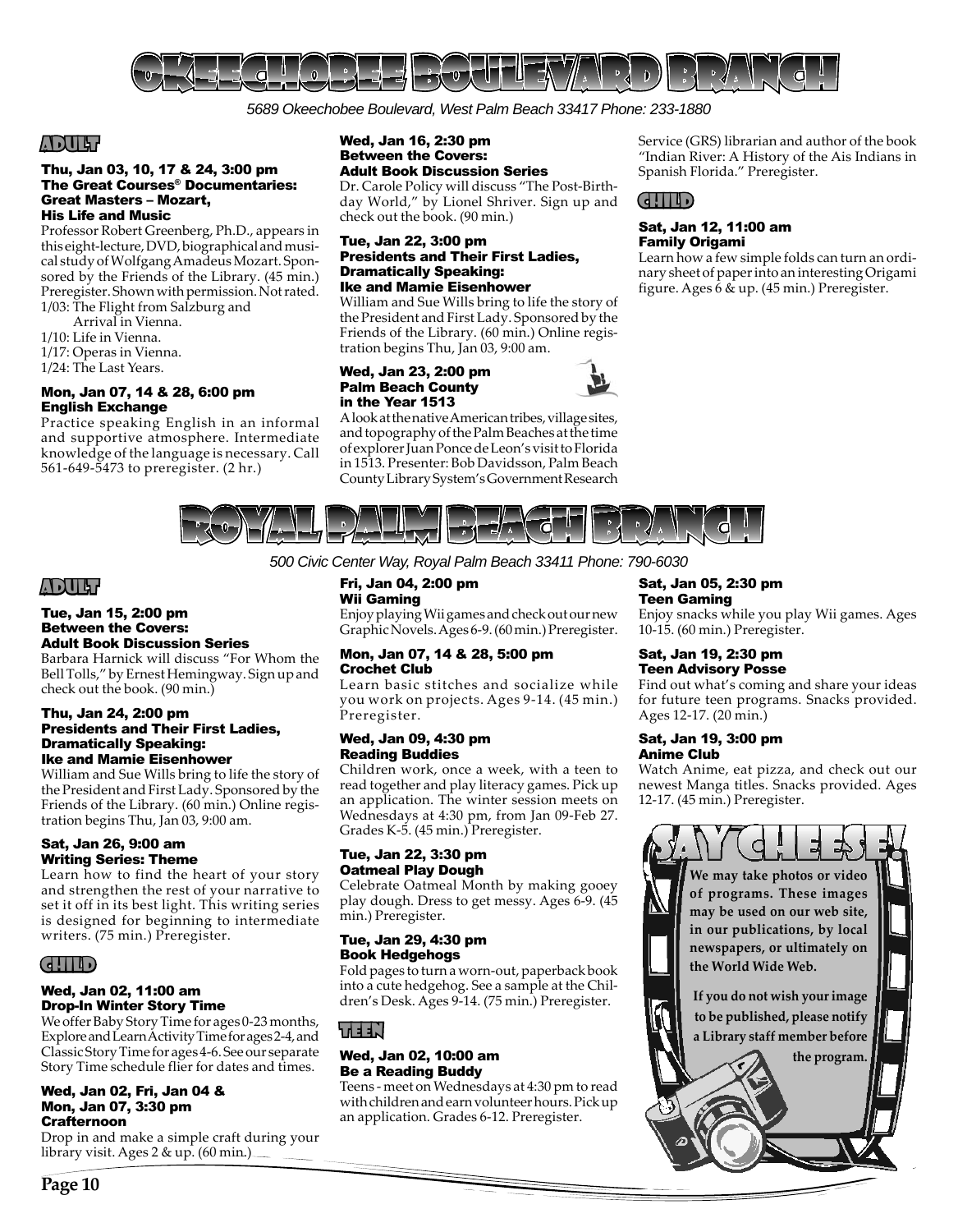# OKEECHOBEE BOULEVARD BRANCH

*5689 Okeechobee Boulevard, West Palm Beach 33417 Phone: 233-1880*

## ADULT

**Thu, Jan 03, 10, 17 & 24, 3:00 pm**
**The Great Courses® Documentaries: Great Masters – Mozart, His Life and Music**
Professor Robert Greenberg, Ph.D., appears in this eight-lecture, DVD, biographical and musical study of Wolfgang Amadeus Mozart. Sponsored by the Friends of the Library. (45 min.) Preregister. Shown with permission. Not rated.
1/03: The Flight from Salzburg and Arrival in Vienna.
1/10: Life in Vienna.
1/17: Operas in Vienna.
1/24: The Last Years.

**Mon, Jan 07, 14 & 28, 6:00 pm**
**English Exchange**
Practice speaking English in an informal and supportive atmosphere. Intermediate knowledge of the language is necessary. Call 561-649-5473 to preregister. (2 hr.)

**Wed, Jan 16, 2:30 pm**
**Between the Covers: Adult Book Discussion Series**
Dr. Carole Policy will discuss "The Post-Birthday World," by Lionel Shriver. Sign up and check out the book. (90 min.)

**Tue, Jan 22, 3:00 pm**
**Presidents and Their First Ladies, Dramatically Speaking: Ike and Mamie Eisenhower**
William and Sue Wills bring to life the story of the President and First Lady. Sponsored by the Friends of the Library. (60 min.) Online registration begins Thu, Jan 03, 9:00 am.

**Wed, Jan 23, 2:00 pm**
**Palm Beach County in the Year 1513**
A look at the native American tribes, village sites, and topography of the Palm Beaches at the time of explorer Juan Ponce de Leon's visit to Florida in 1513. Presenter: Bob Davidsson, Palm Beach County Library System's Government Research Service (GRS) librarian and author of the book "Indian River: A History of the Ais Indians in Spanish Florida." Preregister.

## CHILD

**Sat, Jan 12, 11:00 am**
**Family Origami**
Learn how a few simple folds can turn an ordinary sheet of paper into an interesting Origami figure. Ages 6 & up. (45 min.) Preregister.

# ROYAL PALM BEACH BRANCH

*500 Civic Center Way, Royal Palm Beach 33411 Phone: 790-6030*

## ADULT

**Tue, Jan 15, 2:00 pm**
**Between the Covers: Adult Book Discussion Series**
Barbara Harnick will discuss "For Whom the Bell Tolls," by Ernest Hemingway. Sign up and check out the book. (90 min.)

**Thu, Jan 24, 2:00 pm**
**Presidents and Their First Ladies, Dramatically Speaking: Ike and Mamie Eisenhower**
William and Sue Wills bring to life the story of the President and First Lady. Sponsored by the Friends of the Library. (60 min.) Online registration begins Thu, Jan 03, 9:00 am.

**Sat, Jan 26, 9:00 am**
**Writing Series: Theme**
Learn how to find the heart of your story and strengthen the rest of your narrative to set it off in its best light. This writing series is designed for beginning to intermediate writers. (75 min.) Preregister.

## CHILD

**Wed, Jan 02, 11:00 am**
**Drop-In Winter Story Time**
We offer Baby Story Time for ages 0-23 months, Explore and Learn Activity Time for ages 2-4, and Classic Story Time for ages 4-6. See our separate Story Time schedule flier for dates and times.

**Wed, Jan 02, Fri, Jan 04 & Mon, Jan 07, 3:30 pm**
**Crafternoon**
Drop in and make a simple craft during your library visit. Ages 2 & up. (60 min.)

**Fri, Jan 04, 2:00 pm**
**Wii Gaming**
Enjoy playing Wii games and check out our new Graphic Novels. Ages 6-9. (60 min.) Preregister.

**Mon, Jan 07, 14 & 28, 5:00 pm**
**Crochet Club**
Learn basic stitches and socialize while you work on projects. Ages 9-14. (45 min.) Preregister.

**Wed, Jan 09, 4:30 pm**
**Reading Buddies**
Children work, once a week, with a teen to read together and play literacy games. Pick up an application. The winter session meets on Wednesdays at 4:30 pm, from Jan 09-Feb 27. Grades K-5. (45 min.) Preregister.

**Tue, Jan 22, 3:30 pm**
**Oatmeal Play Dough**
Celebrate Oatmeal Month by making gooey play dough. Dress to get messy. Ages 6-9. (45 min.) Preregister.

**Tue, Jan 29, 4:30 pm**
**Book Hedgehogs**
Fold pages to turn a worn-out, paperback book into a cute hedgehog. See a sample at the Children's Desk. Ages 9-14. (75 min.) Preregister.

## TEEN

**Wed, Jan 02, 10:00 am**
**Be a Reading Buddy**
Teens - meet on Wednesdays at 4:30 pm to read with children and earn volunteer hours. Pick up an application. Grades 6-12. Preregister.

**Sat, Jan 05, 2:30 pm**
**Teen Gaming**
Enjoy snacks while you play Wii games. Ages 10-15. (60 min.) Preregister.

**Sat, Jan 19, 2:30 pm**
**Teen Advisory Posse**
Find out what's coming and share your ideas for future teen programs. Snacks provided. Ages 12-17. (20 min.)

**Sat, Jan 19, 3:00 pm**
**Anime Club**
Watch Anime, eat pizza, and check out our newest Manga titles. Snacks provided. Ages 12-17. (45 min.) Preregister.

## SAY CHEESE!

**We may take photos or video of programs. These images may be used on our web site, in our publications, by local newspapers, or ultimately on the World Wide Web.**

**If you do not wish your image to be published, please notify a Library staff member before the program.**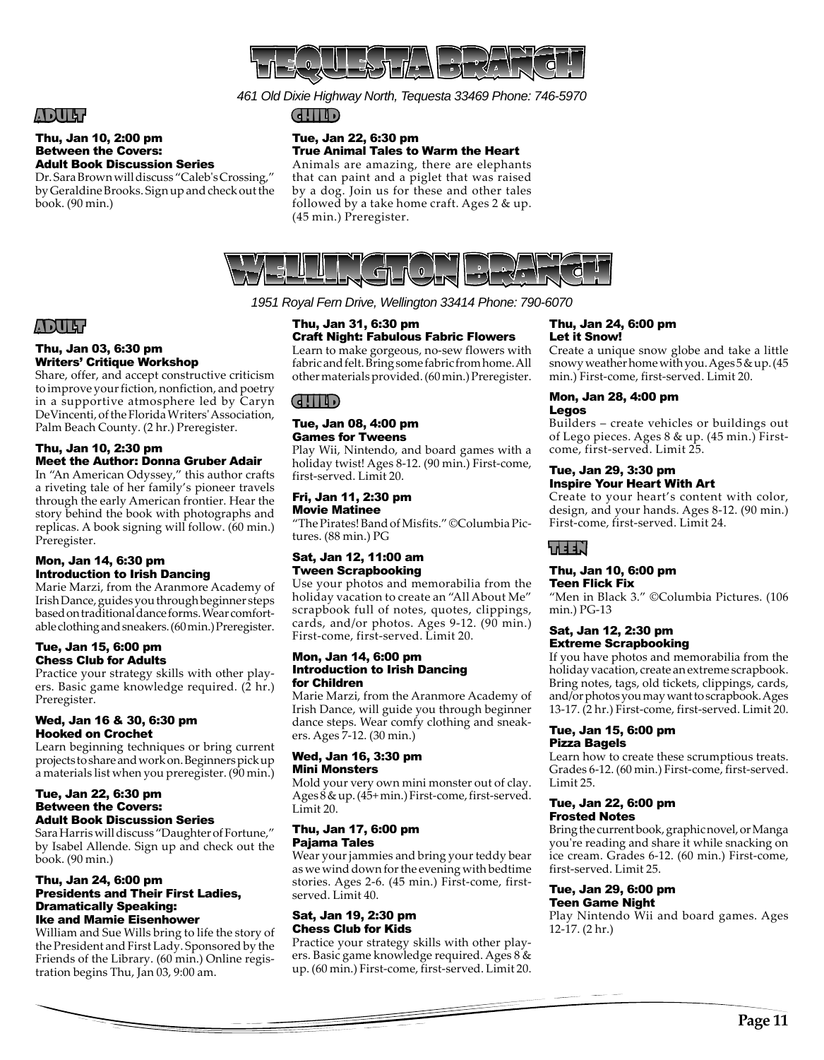# TEQUESTA BRANCH

*461 Old Dixie Highway North, Tequesta 33469 Phone: 746-5970*

## ADULT

**Thu, Jan 10, 2:00 pm**
**Between the Covers: Adult Book Discussion Series**

Dr. Sara Brown will discuss "Caleb's Crossing," by Geraldine Brooks. Sign up and check out the book. (90 min.)

## CHILD

**Tue, Jan 22, 6:30 pm**
**True Animal Tales to Warm the Heart**

Animals are amazing, there are elephants that can paint and a piglet that was raised by a dog. Join us for these and other tales followed by a take home craft. Ages 2 & up. (45 min.) Preregister.

# WELLINGTON BRANCH

*1951 Royal Fern Drive, Wellington 33414 Phone: 790-6070*

## ADULT

**Thu, Jan 03, 6:30 pm**
**Writers' Critique Workshop**

Share, offer, and accept constructive criticism to improve your fiction, nonfiction, and poetry in a supportive atmosphere led by Caryn DeVincenti, of the Florida Writers' Association, Palm Beach County. (2 hr.) Preregister.

**Thu, Jan 10, 2:30 pm**
**Meet the Author: Donna Gruber Adair**

In "An American Odyssey," this author crafts a riveting tale of her family's pioneer travels through the early American frontier. Hear the story behind the book with photographs and replicas. A book signing will follow. (60 min.) Preregister.

**Mon, Jan 14, 6:30 pm**
**Introduction to Irish Dancing**

Marie Marzi, from the Aranmore Academy of Irish Dance, guides you through beginner steps based on traditional dance forms. Wear comfortable clothing and sneakers. (60 min.) Preregister.

**Tue, Jan 15, 6:00 pm**
**Chess Club for Adults**

Practice your strategy skills with other players. Basic game knowledge required. (2 hr.) Preregister.

**Wed, Jan 16 & 30, 6:30 pm**
**Hooked on Crochet**

Learn beginning techniques or bring current projects to share and work on. Beginners pick up a materials list when you preregister. (90 min.)

**Tue, Jan 22, 6:30 pm**
**Between the Covers: Adult Book Discussion Series**

Sara Harris will discuss "Daughter of Fortune," by Isabel Allende. Sign up and check out the book. (90 min.)

**Thu, Jan 24, 6:00 pm**
**Presidents and Their First Ladies, Dramatically Speaking: Ike and Mamie Eisenhower**

William and Sue Wills bring to life the story of the President and First Lady. Sponsored by the Friends of the Library. (60 min.) Online registration begins Thu, Jan 03, 9:00 am.

**Thu, Jan 31, 6:30 pm**
**Craft Night: Fabulous Fabric Flowers**

Learn to make gorgeous, no-sew flowers with fabric and felt. Bring some fabric from home. All other materials provided. (60 min.) Preregister.

## CHILD

**Tue, Jan 08, 4:00 pm**
**Games for Tweens**

Play Wii, Nintendo, and board games with a holiday twist! Ages 8-12. (90 min.) First-come, first-served. Limit 20.

**Fri, Jan 11, 2:30 pm**
**Movie Matinee**

"The Pirates! Band of Misfits." ©Columbia Pictures. (88 min.) PG

**Sat, Jan 12, 11:00 am**
**Tween Scrapbooking**

Use your photos and memorabilia from the holiday vacation to create an "All About Me" scrapbook full of notes, quotes, clippings, cards, and/or photos. Ages 9-12. (90 min.) First-come, first-served. Limit 20.

**Mon, Jan 14, 6:00 pm**
**Introduction to Irish Dancing for Children**

Marie Marzi, from the Aranmore Academy of Irish Dance, will guide you through beginner dance steps. Wear comfy clothing and sneakers. Ages 7-12. (30 min.)

**Wed, Jan 16, 3:30 pm**
**Mini Monsters**

Mold your very own mini monster out of clay. Ages 8 & up. (45+ min.) First-come, first-served. Limit 20.

**Thu, Jan 17, 6:00 pm**
**Pajama Tales**

Wear your jammies and bring your teddy bear as we wind down for the evening with bedtime stories. Ages 2-6. (45 min.) First-come, first-served. Limit 40.

**Sat, Jan 19, 2:30 pm**
**Chess Club for Kids**

Practice your strategy skills with other players. Basic game knowledge required. Ages 8 & up. (60 min.) First-come, first-served. Limit 20.

**Thu, Jan 24, 6:00 pm**
**Let it Snow!**

Create a unique snow globe and take a little snowy weather home with you. Ages 5 & up. (45 min.) First-come, first-served. Limit 20.

**Mon, Jan 28, 4:00 pm**
**Legos**

Builders – create vehicles or buildings out of Lego pieces. Ages 8 & up. (45 min.) First-come, first-served. Limit 25.

**Tue, Jan 29, 3:30 pm**
**Inspire Your Heart With Art**

Create to your heart's content with color, design, and your hands. Ages 8-12. (90 min.) First-come, first-served. Limit 24.

## TEEN

**Thu, Jan 10, 6:00 pm**
**Teen Flick Fix**

"Men in Black 3." ©Columbia Pictures. (106 min.) PG-13

**Sat, Jan 12, 2:30 pm**
**Extreme Scrapbooking**

If you have photos and memorabilia from the holiday vacation, create an extreme scrapbook. Bring notes, tags, old tickets, clippings, cards, and/or photos you may want to scrapbook. Ages 13-17. (2 hr.) First-come, first-served. Limit 20.

**Tue, Jan 15, 6:00 pm**
**Pizza Bagels**

Learn how to create these scrumptious treats. Grades 6-12. (60 min.) First-come, first-served. Limit 25.

**Tue, Jan 22, 6:00 pm**
**Frosted Notes**

Bring the current book, graphic novel, or Manga you're reading and share it while snacking on ice cream. Grades 6-12. (60 min.) First-come, first-served. Limit 25.

**Tue, Jan 29, 6:00 pm**
**Teen Game Night**

Play Nintendo Wii and board games. Ages 12-17. (2 hr.)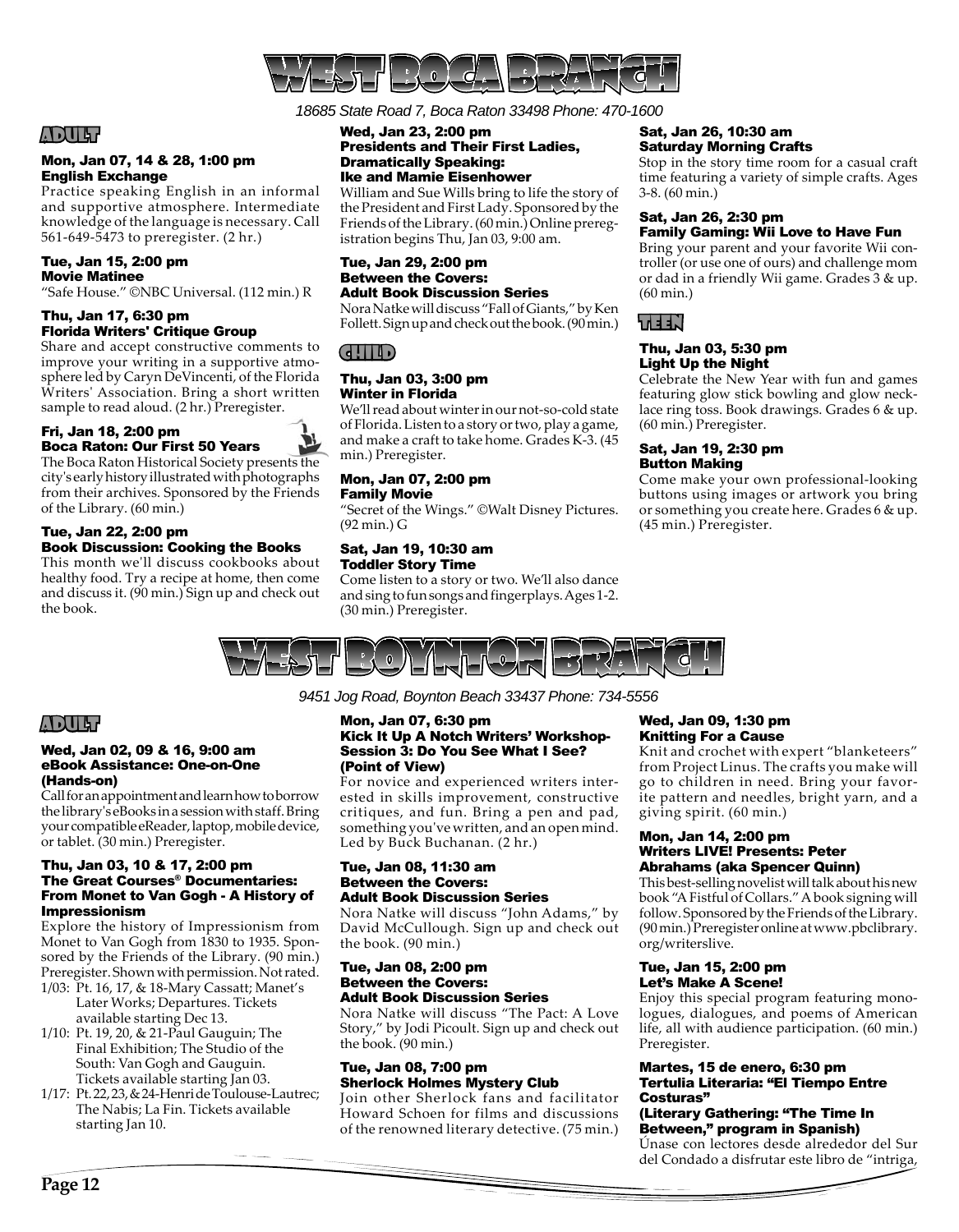# WEST BOCA BRANCH

*18685 State Road 7, Boca Raton 33498 Phone: 470-1600*

## ADULT

### Mon, Jan 07, 14 & 28, 1:00 pm
### English Exchange

Practice speaking English in an informal and supportive atmosphere. Intermediate knowledge of the language is necessary. Call 561-649-5473 to preregister. (2 hr.)

### Tue, Jan 15, 2:00 pm
### Movie Matinee

"Safe House." ©NBC Universal. (112 min.) R

### Thu, Jan 17, 6:30 pm
### Florida Writers' Critique Group

Share and accept constructive comments to improve your writing in a supportive atmosphere led by Caryn DeVincenti, of the Florida Writers' Association. Bring a short written sample to read aloud. (2 hr.) Preregister.

### Fri, Jan 18, 2:00 pm
### Boca Raton: Our First 50 Years

The Boca Raton Historical Society presents the city's early history illustrated with photographs from their archives. Sponsored by the Friends of the Library. (60 min.)

### Tue, Jan 22, 2:00 pm
### Book Discussion: Cooking the Books

This month we'll discuss cookbooks about healthy food. Try a recipe at home, then come and discuss it. (90 min.) Sign up and check out the book.

### Wed, Jan 23, 2:00 pm
### Presidents and Their First Ladies, Dramatically Speaking: Ike and Mamie Eisenhower

William and Sue Wills bring to life the story of the President and First Lady. Sponsored by the Friends of the Library. (60 min.) Online preregistration begins Thu, Jan 03, 9:00 am.

### Tue, Jan 29, 2:00 pm
### Between the Covers: Adult Book Discussion Series

Nora Natke will discuss "Fall of Giants," by Ken Follett. Sign up and check out the book. (90 min.)

## CHILD

### Thu, Jan 03, 3:00 pm
### Winter in Florida

We'll read about winter in our not-so-cold state of Florida. Listen to a story or two, play a game, and make a craft to take home. Grades K-3. (45 min.) Preregister.

### Mon, Jan 07, 2:00 pm
### Family Movie

"Secret of the Wings." ©Walt Disney Pictures. (92 min.) G

### Sat, Jan 19, 10:30 am
### Toddler Story Time

Come listen to a story or two. We'll also dance and sing to fun songs and fingerplays. Ages 1-2. (30 min.) Preregister.

### Sat, Jan 26, 10:30 am
### Saturday Morning Crafts

Stop in the story time room for a casual craft time featuring a variety of simple crafts. Ages 3-8. (60 min.)

### Sat, Jan 26, 2:30 pm
### Family Gaming: Wii Love to Have Fun

Bring your parent and your favorite Wii controller (or use one of ours) and challenge mom or dad in a friendly Wii game. Grades 3 & up. (60 min.)

## TEEN

### Thu, Jan 03, 5:30 pm
### Light Up the Night

Celebrate the New Year with fun and games featuring glow stick bowling and glow necklace ring toss. Book drawings. Grades 6 & up. (60 min.) Preregister.

### Sat, Jan 19, 2:30 pm
### Button Making

Come make your own professional-looking buttons using images or artwork you bring or something you create here. Grades 6 & up. (45 min.) Preregister.

# WEST BOYNTON BRANCH

*9451 Jog Road, Boynton Beach 33437 Phone: 734-5556*

## ADULT

### Wed, Jan 02, 09 & 16, 9:00 am
### eBook Assistance: One-on-One (Hands-on)

Call for an appointment and learn how to borrow the library's eBooks in a session with staff. Bring your compatible eReader, laptop, mobile device, or tablet. (30 min.) Preregister.

### Thu, Jan 03, 10 & 17, 2:00 pm
### The Great Courses® Documentaries: From Monet to Van Gogh - A History of Impressionism

Explore the history of Impressionism from Monet to Van Gogh from 1830 to 1935. Sponsored by the Friends of the Library. (90 min.) Preregister. Shown with permission. Not rated.

- 1/03: Pt. 16, 17, & 18-Mary Cassatt; Manet's Later Works; Departures. Tickets available starting Dec 13.
- 1/10: Pt. 19, 20, & 21-Paul Gauguin; The Final Exhibition; The Studio of the South: Van Gogh and Gauguin. Tickets available starting Jan 03.
- 1/17: Pt. 22, 23, & 24-Henri de Toulouse-Lautrec; The Nabis; La Fin. Tickets available starting Jan 10.

### Mon, Jan 07, 6:30 pm
### Kick It Up A Notch Writers' Workshop-Session 3: Do You See What I See? (Point of View)

For novice and experienced writers interested in skills improvement, constructive critiques, and fun. Bring a pen and pad, something you've written, and an open mind. Led by Buck Buchanan. (2 hr.)

### Tue, Jan 08, 11:30 am
### Between the Covers: Adult Book Discussion Series

Nora Natke will discuss "John Adams," by David McCullough. Sign up and check out the book. (90 min.)

### Tue, Jan 08, 2:00 pm
### Between the Covers: Adult Book Discussion Series

Nora Natke will discuss "The Pact: A Love Story," by Jodi Picoult. Sign up and check out the book. (90 min.)

### Tue, Jan 08, 7:00 pm
### Sherlock Holmes Mystery Club

Join other Sherlock fans and facilitator Howard Schoen for films and discussions of the renowned literary detective. (75 min.)

### Wed, Jan 09, 1:30 pm
### Knitting For a Cause

Knit and crochet with expert "blanketeers" from Project Linus. The crafts you make will go to children in need. Bring your favorite pattern and needles, bright yarn, and a giving spirit. (60 min.)

### Mon, Jan 14, 2:00 pm
### Writers LIVE! Presents: Peter Abrahams (aka Spencer Quinn)

This best-selling novelist will talk about his new book "A Fistful of Collars." A book signing will follow. Sponsored by the Friends of the Library. (90 min.) Preregister online at www.pbclibrary.org/writerslive.

### Tue, Jan 15, 2:00 pm
### Let's Make A Scene!

Enjoy this special program featuring monologues, dialogues, and poems of American life, all with audience participation. (60 min.) Preregister.

### Martes, 15 de enero, 6:30 pm
### Tertulia Literaria: "El Tiempo Entre Costuras"
### (Literary Gathering: "The Time In Between," program in Spanish)

Únase con lectores desde alrededor del Sur del Condado a disfrutar este libro de "intriga,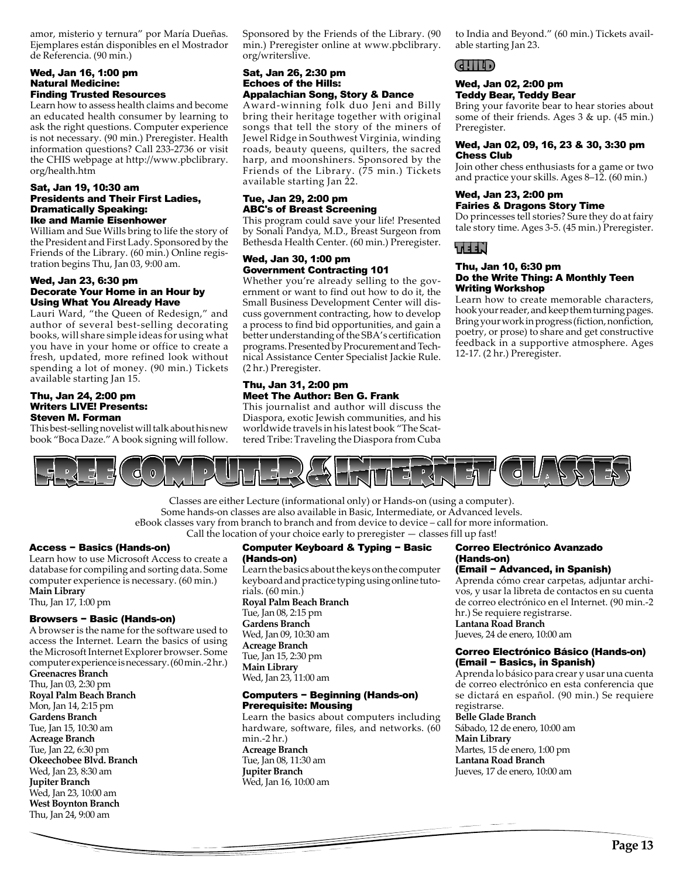amor, misterio y ternura" por María Dueñas. Ejemplares están disponibles en el Mostrador de Referencia. (90 min.)

### Wed, Jan 16, 1:00 pm
### Natural Medicine: Finding Trusted Resources

Learn how to assess health claims and become an educated health consumer by learning to ask the right questions. Computer experience is not necessary. (90 min.) Preregister. Health information questions? Call 233-2736 or visit the CHIS webpage at http://www.pbclibrary.org/health.htm

### Sat, Jan 19, 10:30 am
### Presidents and Their First Ladies, Dramatically Speaking: Ike and Mamie Eisenhower

William and Sue Wills bring to life the story of the President and First Lady. Sponsored by the Friends of the Library. (60 min.) Online registration begins Thu, Jan 03, 9:00 am.

### Wed, Jan 23, 6:30 pm
### Decorate Your Home in an Hour by Using What You Already Have

Lauri Ward, "the Queen of Redesign," and author of several best-selling decorating books, will share simple ideas for using what you have in your home or office to create a fresh, updated, more refined look without spending a lot of money. (90 min.) Tickets available starting Jan 15.

### Thu, Jan 24, 2:00 pm
### Writers LIVE! Presents: Steven M. Forman

This best-selling novelist will talk about his new book "Boca Daze." A book signing will follow. Sponsored by the Friends of the Library. (90 min.) Preregister online at www.pbclibrary.org/writerslive.

### Sat, Jan 26, 2:30 pm
### Echoes of the Hills: Appalachian Song, Story & Dance

Award-winning folk duo Jeni and Billy bring their heritage together with original songs that tell the story of the miners of Jewel Ridge in Southwest Virginia, winding roads, beauty queens, quilters, the sacred harp, and moonshiners. Sponsored by the Friends of the Library. (75 min.) Tickets available starting Jan 22.

### Tue, Jan 29, 2:00 pm
### ABC's of Breast Screening

This program could save your life! Presented by Sonali Pandya, M.D., Breast Surgeon from Bethesda Health Center. (60 min.) Preregister.

### Wed, Jan 30, 1:00 pm
### Government Contracting 101

Whether you're already selling to the government or want to find out how to do it, the Small Business Development Center will discuss government contracting, how to develop a process to find bid opportunities, and gain a better understanding of the SBA's certification programs. Presented by Procurement and Technical Assistance Center Specialist Jackie Rule. (2 hr.) Preregister.

### Thu, Jan 31, 2:00 pm
### Meet The Author: Ben G. Frank

This journalist and author will discuss the Diaspora, exotic Jewish communities, and his worldwide travels in his latest book "The Scattered Tribe: Traveling the Diaspora from Cuba to India and Beyond." (60 min.) Tickets available starting Jan 23.

## CHILD

### Wed, Jan 02, 2:00 pm
### Teddy Bear, Teddy Bear

Bring your favorite bear to hear stories about some of their friends. Ages 3 & up. (45 min.) Preregister.

### Wed, Jan 02, 09, 16, 23 & 30, 3:30 pm
### Chess Club

Join other chess enthusiasts for a game or two and practice your skills. Ages 8–12. (60 min.)

### Wed, Jan 23, 2:00 pm
### Fairies & Dragons Story Time

Do princesses tell stories? Sure they do at fairy tale story time. Ages 3-5. (45 min.) Preregister.

## TEEN

### Thu, Jan 10, 6:30 pm
### Do the Write Thing: A Monthly Teen Writing Workshop

Learn how to create memorable characters, hook your reader, and keep them turning pages. Bring your work in progress (fiction, nonfiction, poetry, or prose) to share and get constructive feedback in a supportive atmosphere. Ages 12-17. (2 hr.) Preregister.

# FREE COMPUTER & INTERNET CLASSES

Classes are either Lecture (informational only) or Hands-on (using a computer).
Some hands-on classes are also available in Basic, Intermediate, or Advanced levels.
eBook classes vary from branch to branch and from device to device – call for more information.
Call the location of your choice early to preregister — classes fill up fast!

### Access – Basics (Hands-on)

Learn how to use Microsoft Access to create a database for compiling and sorting data. Some computer experience is necessary. (60 min.)

**Main Library**
Thu, Jan 17, 1:00 pm

### Browsers – Basic (Hands-on)

A browser is the name for the software used to access the Internet. Learn the basics of using the Microsoft Internet Explorer browser. Some computer experience is necessary. (60 min.-2 hr.)

**Greenacres Branch**
Thu, Jan 03, 2:30 pm
**Royal Palm Beach Branch**
Mon, Jan 14, 2:15 pm
**Gardens Branch**
Tue, Jan 15, 10:30 am
**Acreage Branch**
Tue, Jan 22, 6:30 pm
**Okeechobee Blvd. Branch**
Wed, Jan 23, 8:30 am
**Jupiter Branch**
Wed, Jan 23, 10:00 am
**West Boynton Branch**
Thu, Jan 24, 9:00 am

### Computer Keyboard & Typing – Basic (Hands-on)

Learn the basics about the keys on the computer keyboard and practice typing using online tutorials. (60 min.)

**Royal Palm Beach Branch**
Tue, Jan 08, 2:15 pm
**Gardens Branch**
Wed, Jan 09, 10:30 am
**Acreage Branch**
Tue, Jan 15, 2:30 pm
**Main Library**
Wed, Jan 23, 11:00 am

### Computers – Beginning (Hands-on) Prerequisite: Mousing

Learn the basics about computers including hardware, software, files, and networks. (60 min.-2 hr.)

**Acreage Branch**
Tue, Jan 08, 11:30 am
**Jupiter Branch**
Wed, Jan 16, 10:00 am

### Correo Electrónico Avanzado (Hands-on) (Email – Advanced, in Spanish)

Aprenda cómo crear carpetas, adjuntar archivos, y usar la libreta de contactos en su cuenta de correo electrónico en el Internet. (90 min.-2 hr.) Se requiere registrarse.

**Lantana Road Branch**
Jueves, 24 de enero, 10:00 am

### Correo Electrónico Básico (Hands-on) (Email – Basics, in Spanish)

Aprenda lo básico para crear y usar una cuenta de correo electrónico en esta conferencia que se dictará en español. (90 min.) Se requiere registrarse.

**Belle Glade Branch**
Sábado, 12 de enero, 10:00 am
**Main Library**
Martes, 15 de enero, 1:00 pm
**Lantana Road Branch**
Jueves, 17 de enero, 10:00 am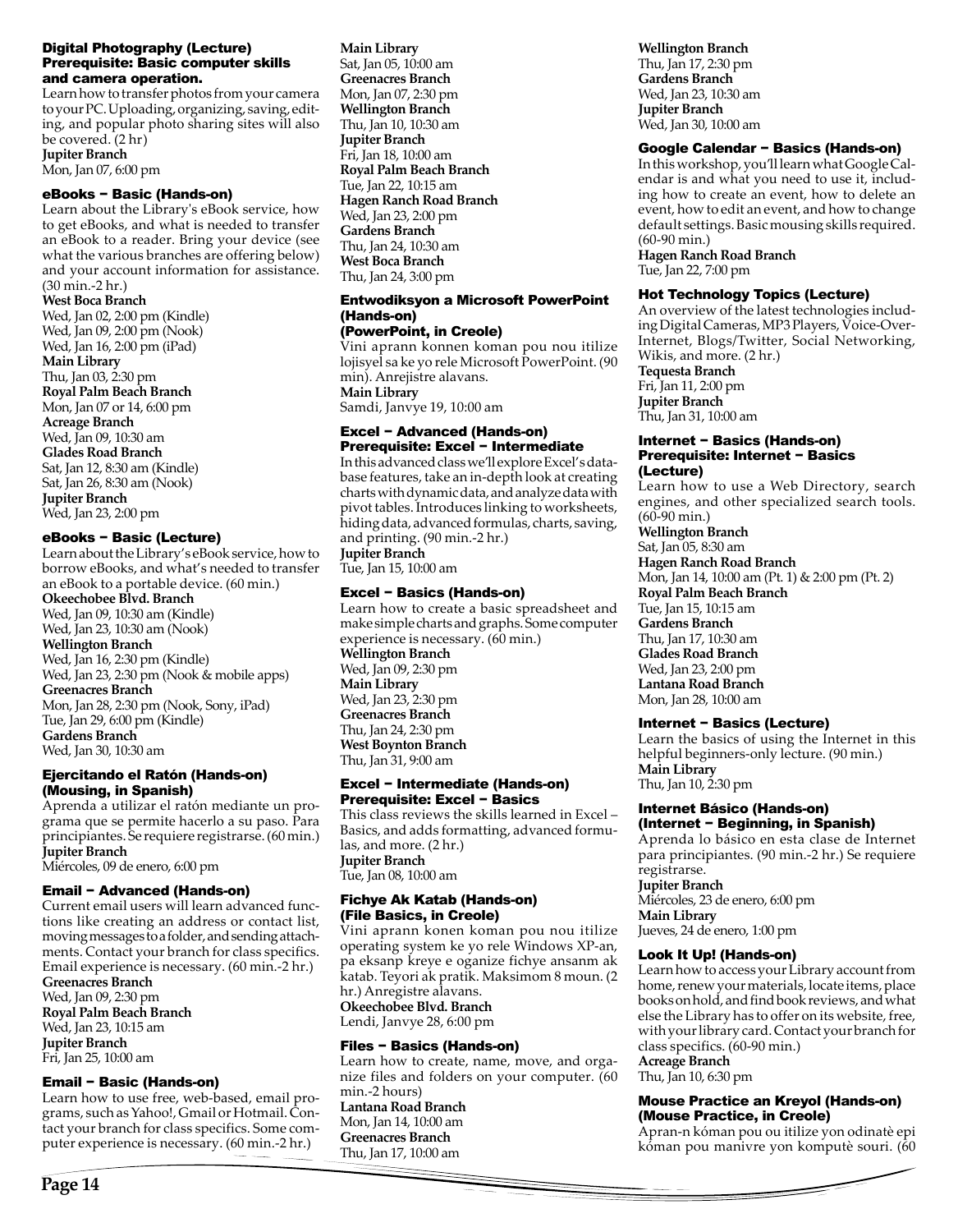### Digital Photography (Lecture) Prerequisite: Basic computer skills and camera operation.

Learn how to transfer photos from your camera to your PC. Uploading, organizing, saving, editing, and popular photo sharing sites will also be covered. (2 hr)

**Jupiter Branch**
Mon, Jan 07, 6:00 pm

### eBooks – Basic (Hands-on)

Learn about the Library's eBook service, how to get eBooks, and what is needed to transfer an eBook to a reader. Bring your device (see what the various branches are offering below) and your account information for assistance. (30 min.-2 hr.)

**West Boca Branch**
Wed, Jan 02, 2:00 pm (Kindle)
Wed, Jan 09, 2:00 pm (Nook)
Wed, Jan 16, 2:00 pm (iPad)
**Main Library**
Thu, Jan 03, 2:30 pm
**Royal Palm Beach Branch**
Mon, Jan 07 or 14, 6:00 pm
**Acreage Branch**
Wed, Jan 09, 10:30 am
**Glades Road Branch**
Sat, Jan 12, 8:30 am (Kindle)
Sat, Jan 26, 8:30 am (Nook)
**Jupiter Branch**
Wed, Jan 23, 2:00 pm

### eBooks – Basic (Lecture)

Learn about the Library's eBook service, how to borrow eBooks, and what's needed to transfer an eBook to a portable device. (60 min.)

**Okeechobee Blvd. Branch**
Wed, Jan 09, 10:30 am (Kindle)
Wed, Jan 23, 10:30 am (Nook)
**Wellington Branch**
Wed, Jan 16, 2:30 pm (Kindle)
Wed, Jan 23, 2:30 pm (Nook & mobile apps)
**Greenacres Branch**
Mon, Jan 28, 2:30 pm (Nook, Sony, iPad)
Tue, Jan 29, 6:00 pm (Kindle)
**Gardens Branch**
Wed, Jan 30, 10:30 am

### Ejercitando el Ratón (Hands-on) (Mousing, in Spanish)

Aprenda a utilizar el ratón mediante un programa que se permite hacerlo a su paso. Para principiantes. Se requiere registrarse. (60 min.)

**Jupiter Branch**
Miércoles, 09 de enero, 6:00 pm

### Email – Advanced (Hands-on)

Current email users will learn advanced functions like creating an address or contact list, moving messages to a folder, and sending attachments. Contact your branch for class specifics. Email experience is necessary. (60 min.-2 hr.)

**Greenacres Branch**
Wed, Jan 09, 2:30 pm
**Royal Palm Beach Branch**
Wed, Jan 23, 10:15 am
**Jupiter Branch**
Fri, Jan 25, 10:00 am

### Email – Basic (Hands-on)

Learn how to use free, web-based, email programs, such as Yahoo!, Gmail or Hotmail. Contact your branch for class specifics. Some computer experience is necessary. (60 min.-2 hr.)

**Main Library**
Sat, Jan 05, 10:00 am
**Greenacres Branch**
Mon, Jan 07, 2:30 pm
**Wellington Branch**
Thu, Jan 10, 10:30 am
**Jupiter Branch**
Fri, Jan 18, 10:00 am
**Royal Palm Beach Branch**
Tue, Jan 22, 10:15 am
**Hagen Ranch Road Branch**
Wed, Jan 23, 2:00 pm
**Gardens Branch**
Thu, Jan 24, 10:30 am
**West Boca Branch**
Thu, Jan 24, 3:00 pm

### Entwodiksyon a Microsoft PowerPoint (Hands-on) (PowerPoint, in Creole)

Vini aprann konnen koman pou nou itilize lojisyel sa ke yo rele Microsoft PowerPoint. (90 min). Anrejistre alavans.

**Main Library**
Samdi, Janvye 19, 10:00 am

### Excel – Advanced (Hands-on) Prerequisite: Excel – Intermediate

In this advanced class we'll explore Excel's database features, take an in-depth look at creating charts with dynamic data, and analyze data with pivot tables. Introduces linking to worksheets, hiding data, advanced formulas, charts, saving, and printing. (90 min.-2 hr.)

**Jupiter Branch**
Tue, Jan 15, 10:00 am

### Excel – Basics (Hands-on)

Learn how to create a basic spreadsheet and make simple charts and graphs. Some computer experience is necessary. (60 min.)

**Wellington Branch**
Wed, Jan 09, 2:30 pm
**Main Library**
Wed, Jan 23, 2:30 pm
**Greenacres Branch**
Thu, Jan 24, 2:30 pm
**West Boynton Branch**
Thu, Jan 31, 9:00 am

### Excel – Intermediate (Hands-on) Prerequisite: Excel – Basics

This class reviews the skills learned in Excel – Basics, and adds formatting, advanced formulas, and more. (2 hr.)

**Jupiter Branch**
Tue, Jan 08, 10:00 am

### Fichye Ak Katab (Hands-on) (File Basics, in Creole)

Vini aprann konen koman pou nou itilize operating system ke yo rele Windows XP-an, pa eksanp kreye e oganize fichye ansanm ak katab. Teyori ak pratik. Maksimom 8 moun. (2 hr.) Anregistre alavans.

**Okeechobee Blvd. Branch**
Lendi, Janvye 28, 6:00 pm

### Files – Basics (Hands-on)

Learn how to create, name, move, and organize files and folders on your computer. (60 min.-2 hours)

**Lantana Road Branch**
Mon, Jan 14, 10:00 am
**Greenacres Branch**
Thu, Jan 17, 10:00 am
**Wellington Branch**
Thu, Jan 17, 2:30 pm
**Gardens Branch**
Wed, Jan 23, 10:30 am
**Jupiter Branch**
Wed, Jan 30, 10:00 am

### Google Calendar – Basics (Hands-on)

In this workshop, you'll learn what Google Calendar is and what you need to use it, including how to create an event, how to delete an event, how to edit an event, and how to change default settings. Basic mousing skills required. (60-90 min.)

**Hagen Ranch Road Branch**
Tue, Jan 22, 7:00 pm

### Hot Technology Topics (Lecture)

An overview of the latest technologies including Digital Cameras, MP3 Players, Voice-Over-Internet, Blogs/Twitter, Social Networking, Wikis, and more. (2 hr.)

**Tequesta Branch**
Fri, Jan 11, 2:00 pm
**Jupiter Branch**
Thu, Jan 31, 10:00 am

### Internet – Basics (Hands-on) Prerequisite: Internet – Basics (Lecture)

Learn how to use a Web Directory, search engines, and other specialized search tools. (60-90 min.)

**Wellington Branch**
Sat, Jan 05, 8:30 am
**Hagen Ranch Road Branch**
Mon, Jan 14, 10:00 am (Pt. 1) & 2:00 pm (Pt. 2)
**Royal Palm Beach Branch**
Tue, Jan 15, 10:15 am
**Gardens Branch**
Thu, Jan 17, 10:30 am
**Glades Road Branch**
Wed, Jan 23, 2:00 pm
**Lantana Road Branch**
Mon, Jan 28, 10:00 am

### Internet – Basics (Lecture)

Learn the basics of using the Internet in this helpful beginners-only lecture. (90 min.)

**Main Library**
Thu, Jan 10, 2:30 pm

### Internet Básico (Hands-on) (Internet – Beginning, in Spanish)

Aprenda lo básico en esta clase de Internet para principiantes. (90 min.-2 hr.) Se requiere registrarse.

**Jupiter Branch**
Miércoles, 23 de enero, 6:00 pm
**Main Library**
Jueves, 24 de enero, 1:00 pm

### Look It Up! (Hands-on)

Learn how to access your Library account from home, renew your materials, locate items, place books on hold, and find book reviews, and what else the Library has to offer on its website, free, with your library card. Contact your branch for class specifics. (60-90 min.)

**Acreage Branch**
Thu, Jan 10, 6:30 pm

### Mouse Practice an Kreyol (Hands-on) (Mouse Practice, in Creole)

Apran-n kóman pou ou itilize yon odinatè epi kóman pou manivre yon komputè souri. (60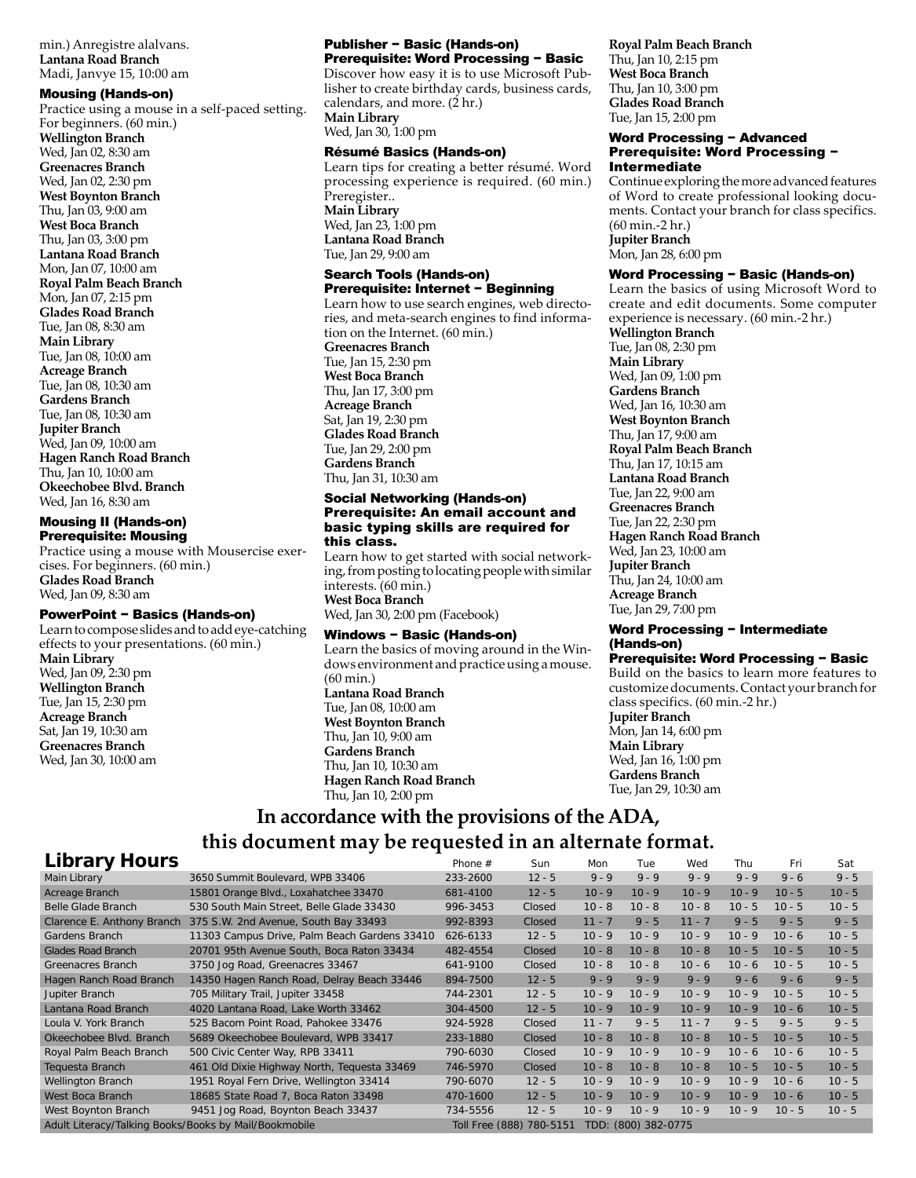min.) Anregistre alalvans.
**Lantana Road Branch**
Madi, Janvye 15, 10:00 am

### Mousing (Hands-on)

Practice using a mouse in a self-paced setting. For beginners. (60 min.)
**Wellington Branch**
Wed, Jan 02, 8:30 am
**Greenacres Branch**
Wed, Jan 02, 2:30 pm
**West Boynton Branch**
Thu, Jan 03, 9:00 am
**West Boca Branch**
Thu, Jan 03, 3:00 pm
**Lantana Road Branch**
Mon, Jan 07, 10:00 am
**Royal Palm Beach Branch**
Mon, Jan 07, 2:15 pm
**Glades Road Branch**
Tue, Jan 08, 8:30 am
**Main Library**
Tue, Jan 08, 10:00 am
**Acreage Branch**
Tue, Jan 08, 10:30 am
**Gardens Branch**
Tue, Jan 08, 10:30 am
**Jupiter Branch**
Wed, Jan 09, 10:00 am
**Hagen Ranch Road Branch**
Thu, Jan 10, 10:00 am
**Okeechobee Blvd. Branch**
Wed, Jan 16, 8:30 am

### Mousing II (Hands-on)
### Prerequisite: Mousing

Practice using a mouse with Mousercise exercises. For beginners. (60 min.)
**Glades Road Branch**
Wed, Jan 09, 8:30 am

### PowerPoint – Basics (Hands-on)

Learn to compose slides and to add eye-catching effects to your presentations. (60 min.)
**Main Library**
Wed, Jan 09, 2:30 pm
**Wellington Branch**
Tue, Jan 15, 2:30 pm
**Acreage Branch**
Sat, Jan 19, 10:30 am
**Greenacres Branch**
Wed, Jan 30, 10:00 am

### Publisher – Basic (Hands-on)
### Prerequisite: Word Processing – Basic

Discover how easy it is to use Microsoft Publisher to create birthday cards, business cards, calendars, and more. (2 hr.)
**Main Library**
Wed, Jan 30, 1:00 pm

### Résumé Basics (Hands-on)

Learn tips for creating a better résumé. Word processing experience is required. (60 min.) Preregister..
**Main Library**
Wed, Jan 23, 1:00 pm
**Lantana Road Branch**
Tue, Jan 29, 9:00 am

### Search Tools (Hands-on)
### Prerequisite: Internet – Beginning

Learn how to use search engines, web directories, and meta-search engines to find information on the Internet. (60 min.)
**Greenacres Branch**
Tue, Jan 15, 2:30 pm
**West Boca Branch**
Thu, Jan 17, 3:00 pm
**Acreage Branch**
Sat, Jan 19, 2:30 pm
**Glades Road Branch**
Tue, Jan 29, 2:00 pm
**Gardens Branch**
Thu, Jan 31, 10:30 am

### Social Networking (Hands-on)
### Prerequisite: An email account and basic typing skills are required for this class.

Learn how to get started with social networking, from posting to locating people with similar interests. (60 min.)
**West Boca Branch**
Wed, Jan 30, 2:00 pm (Facebook)

### Windows – Basic (Hands-on)

Learn the basics of moving around in the Windows environment and practice using a mouse. (60 min.)
**Lantana Road Branch**
Tue, Jan 08, 10:00 am
**West Boynton Branch**
Thu, Jan 10, 9:00 am
**Gardens Branch**
Thu, Jan 10, 10:30 am
**Hagen Ranch Road Branch**
Thu, Jan 10, 2:00 pm
**Royal Palm Beach Branch**
Thu, Jan 10, 2:15 pm
**West Boca Branch**
Thu, Jan 10, 3:00 pm
**Glades Road Branch**
Tue, Jan 15, 2:00 pm

### Word Processing – Advanced
### Prerequisite: Word Processing – Intermediate

Continue exploring the more advanced features of Word to create professional looking documents. Contact your branch for class specifics. (60 min.-2 hr.)
**Jupiter Branch**
Mon, Jan 28, 6:00 pm

### Word Processing – Basic (Hands-on)

Learn the basics of using Microsoft Word to create and edit documents. Some computer experience is necessary. (60 min.-2 hr.)
**Wellington Branch**
Tue, Jan 08, 2:30 pm
**Main Library**
Wed, Jan 09, 1:00 pm
**Gardens Branch**
Wed, Jan 16, 10:30 am
**West Boynton Branch**
Thu, Jan 17, 9:00 am
**Royal Palm Beach Branch**
Thu, Jan 17, 10:15 am
**Lantana Road Branch**
Tue, Jan 22, 9:00 am
**Greenacres Branch**
Tue, Jan 22, 2:30 pm
**Hagen Ranch Road Branch**
Wed, Jan 23, 10:00 am
**Jupiter Branch**
Thu, Jan 24, 10:00 am
**Acreage Branch**
Tue, Jan 29, 7:00 pm

### Word Processing – Intermediate (Hands-on)
### Prerequisite: Word Processing – Basic

Build on the basics to learn more features to customize documents. Contact your branch for class specifics. (60 min.-2 hr.)
**Jupiter Branch**
Mon, Jan 14, 6:00 pm
**Main Library**
Wed, Jan 16, 1:00 pm
**Gardens Branch**
Tue, Jan 29, 10:30 am

**In accordance with the provisions of the ADA, this document may be requested in an alternate format.**

## Library Hours

| | | Phone # | Sun | Mon | Tue | Wed | Thu | Fri | Sat |
|---|---|---|---|---|---|---|---|---|---|
| Main Library | 3650 Summit Boulevard, WPB 33406 | 233-2600 | 12 - 5 | 9 - 9 | 9 - 9 | 9 - 9 | 9 - 9 | 9 - 6 | 9 - 5 |
| Acreage Branch | 15801 Orange Blvd., Loxahatchee 33470 | 681-4100 | 12 - 5 | 10 - 9 | 10 - 9 | 10 - 9 | 10 - 9 | 10 - 5 | 10 - 5 |
| Belle Glade Branch | 530 South Main Street, Belle Glade 33430 | 996-3453 | Closed | 10 - 8 | 10 - 8 | 10 - 8 | 10 - 5 | 10 - 5 | 10 - 5 |
| Clarence E. Anthony Branch | 375 S.W. 2nd Avenue, South Bay 33493 | 992-8393 | Closed | 11 - 7 | 9 - 5 | 11 - 7 | 9 - 5 | 9 - 5 | 9 - 5 |
| Gardens Branch | 11303 Campus Drive, Palm Beach Gardens 33410 | 626-6133 | 12 - 5 | 10 - 9 | 10 - 9 | 10 - 9 | 10 - 9 | 10 - 6 | 10 - 5 |
| Glades Road Branch | 20701 95th Avenue South, Boca Raton 33434 | 482-4554 | Closed | 10 - 8 | 10 - 8 | 10 - 8 | 10 - 5 | 10 - 5 | 10 - 5 |
| Greenacres Branch | 3750 Jog Road, Greenacres 33467 | 641-9100 | Closed | 10 - 8 | 10 - 8 | 10 - 6 | 10 - 6 | 10 - 5 | 10 - 5 |
| Hagen Ranch Road Branch | 14350 Hagen Ranch Road, Delray Beach 33446 | 894-7500 | 12 - 5 | 9 - 9 | 9 - 9 | 9 - 9 | 9 - 6 | 9 - 6 | 9 - 5 |
| Jupiter Branch | 705 Military Trail, Jupiter 33458 | 744-2301 | 12 - 5 | 10 - 9 | 10 - 9 | 10 - 9 | 10 - 9 | 10 - 5 | 10 - 5 |
| Lantana Road Branch | 4020 Lantana Road, Lake Worth 33462 | 304-4500 | 12 - 5 | 10 - 9 | 10 - 9 | 10 - 9 | 10 - 9 | 10 - 6 | 10 - 5 |
| Loula V. York Branch | 525 Bacom Point Road, Pahokee 33476 | 924-5928 | Closed | 11 - 7 | 9 - 5 | 11 - 7 | 9 - 5 | 9 - 5 | 9 - 5 |
| Okeechobee Blvd. Branch | 5689 Okeechobee Boulevard, WPB 33417 | 233-1880 | Closed | 10 - 8 | 10 - 8 | 10 - 8 | 10 - 5 | 10 - 5 | 10 - 5 |
| Royal Palm Beach Branch | 500 Civic Center Way, RPB 33411 | 790-6030 | Closed | 10 - 9 | 10 - 9 | 10 - 9 | 10 - 6 | 10 - 6 | 10 - 5 |
| Tequesta Branch | 461 Old Dixie Highway North, Tequesta 33469 | 746-5970 | Closed | 10 - 8 | 10 - 8 | 10 - 8 | 10 - 5 | 10 - 5 | 10 - 5 |
| Wellington Branch | 1951 Royal Fern Drive, Wellington 33414 | 790-6070 | 12 - 5 | 10 - 9 | 10 - 9 | 10 - 9 | 10 - 9 | 10 - 6 | 10 - 5 |
| West Boca Branch | 18685 State Road 7, Boca Raton 33498 | 470-1600 | 12 - 5 | 10 - 9 | 10 - 9 | 10 - 9 | 10 - 9 | 10 - 6 | 10 - 5 |
| West Boynton Branch | 9451 Jog Road, Boynton Beach 33437 | 734-5556 | 12 - 5 | 10 - 9 | 10 - 9 | 10 - 9 | 10 - 9 | 10 - 5 | 10 - 5 |
| Adult Literacy/Talking Books/Books by Mail/Bookmobile | | Toll Free (888) 780-5151 | | TDD: (800) 382-0775 | | | | | |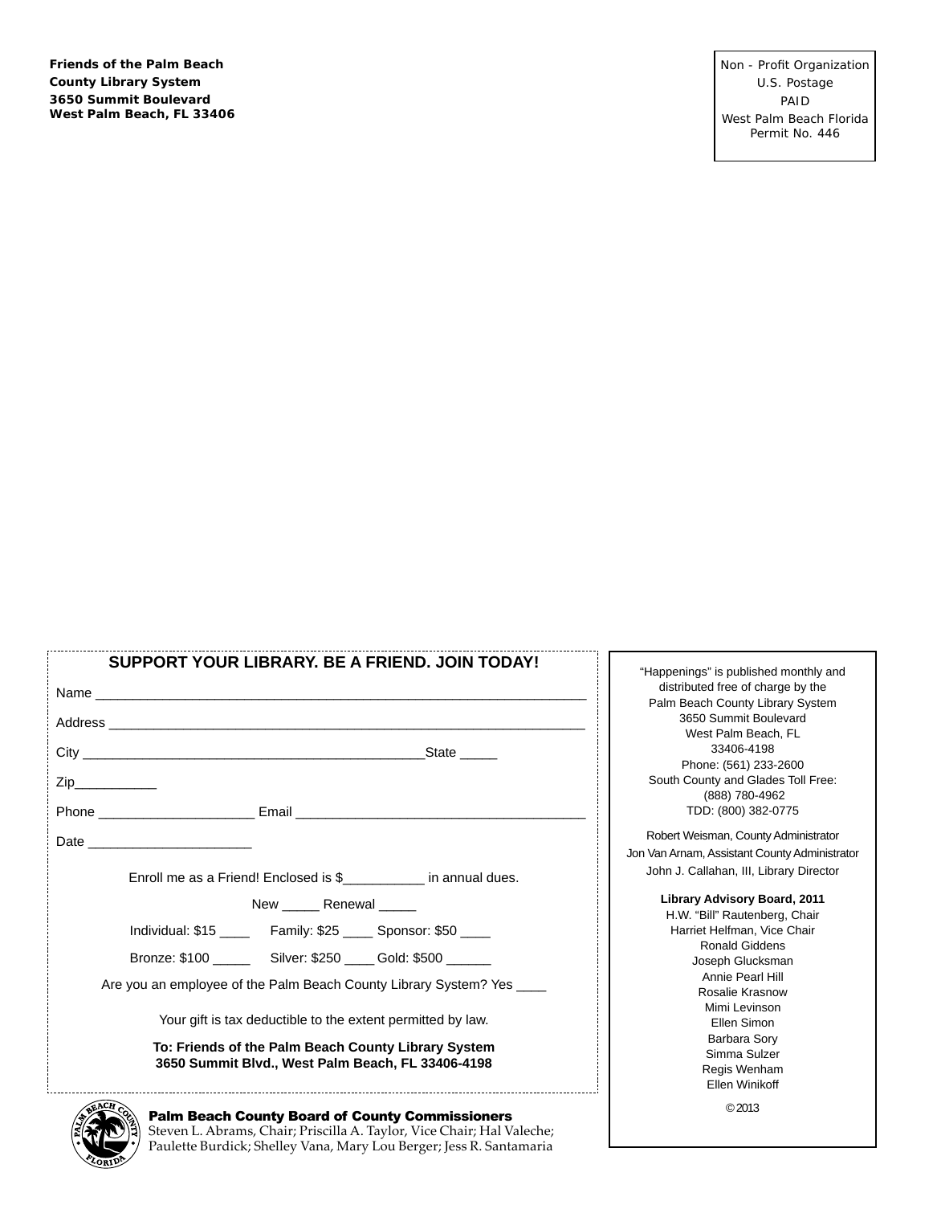**Friends of the Palm Beach**
**County Library System**
**3650 Summit Boulevard**
**West Palm Beach, FL 33406**

Non - Profit Organization
U.S. Postage
PAID
West Palm Beach Florida
Permit No. 446

## SUPPORT YOUR LIBRARY. BE A FRIEND. JOIN TODAY!

Name ________________________________________________________________

Address ______________________________________________________________

City ____________________________________________State _____

Zip___________

Phone ____________________ Email _____________________________________

Date _____________________

Enroll me as a Friend! Enclosed is $___________ in annual dues.

New _____ Renewal _____

Individual: $15 ____ Family: $25 ____ Sponsor: $50 ____

Bronze: $100 _____ Silver: $250 ____ Gold: $500 ______

Are you an employee of the Palm Beach County Library System? Yes ____

Your gift is tax deductible to the extent permitted by law.

**To: Friends of the Palm Beach County Library System**
**3650 Summit Blvd., West Palm Beach, FL 33406-4198**

"Happenings" is published monthly and distributed free of charge by the
Palm Beach County Library System
3650 Summit Boulevard
West Palm Beach, FL
33406-4198
Phone: (561) 233-2600
South County and Glades Toll Free:
(888) 780-4962
TDD: (800) 382-0775

Robert Weisman, County Administrator
Jon Van Arnam, Assistant County Administrator
John J. Callahan, III, Library Director

**Library Advisory Board, 2011**
H.W. "Bill" Rautenberg, Chair
Harriet Helfman, Vice Chair
Ronald Giddens
Joseph Glucksman
Annie Pearl Hill
Rosalie Krasnow
Mimi Levinson
Ellen Simon
Barbara Sory
Simma Sulzer
Regis Wenham
Ellen Winikoff

© 2013

**Palm Beach County Board of County Commissioners**
Steven L. Abrams, Chair; Priscilla A. Taylor, Vice Chair; Hal Valeche; Paulette Burdick; Shelley Vana, Mary Lou Berger; Jess R. Santamaria